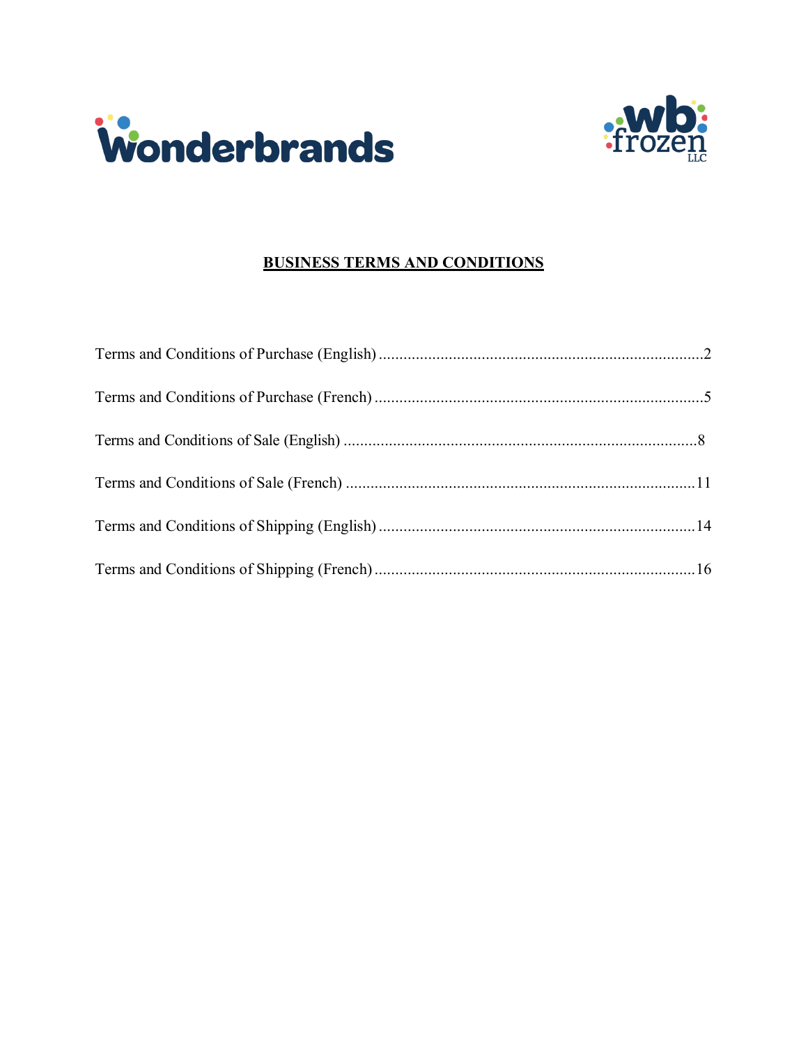Wonderbrands

wb frozen LLC

# BUSINESS TERMS AND CONDITIONS

Terms and Conditions of Purchase (English) ..........2

Terms and Conditions of Purchase (French) ..........5

Terms and Conditions of Sale (English) ..........8

Terms and Conditions of Sale (French) ..........11

Terms and Conditions of Shipping (English) ..........14

Terms and Conditions of Shipping (French) ..........16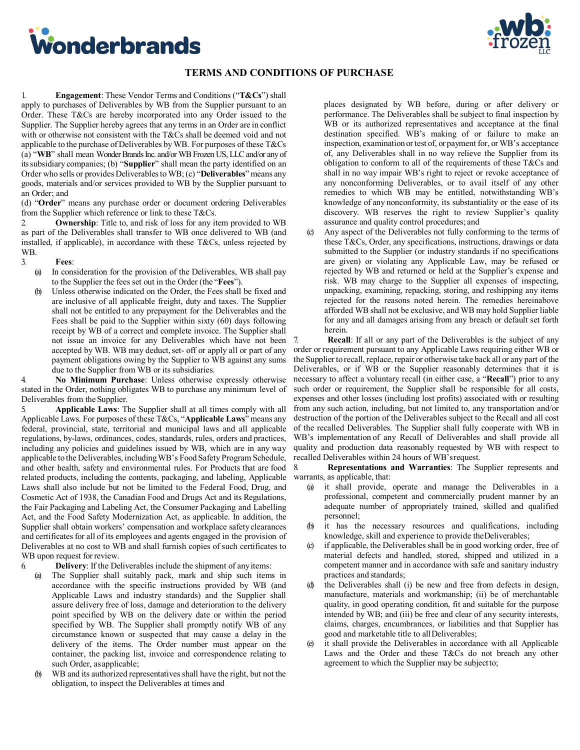## TERMS AND CONDITIONS OF PURCHASE

1. **Engagement**: These Vendor Terms and Conditions ("**T&Cs**") shall apply to purchases of Deliverables by WB from the Supplier pursuant to an Order. These T&Cs are hereby incorporated into any Order issued to the Supplier. The Supplier hereby agrees that any terms in an Order are in conflict with or otherwise not consistent with the T&Cs shall be deemed void and not applicable to the purchase of Deliverables by WB. For purposes of these T&Cs (a) "**WB**" shall mean Wonder Brands Inc. and/or WB Frozen US, LLC and/or any of its subsidiary companies; (b) "**Supplier**" shall mean the party identified on an Order who sells or provides Deliverables to WB; (c) "**Deliverables**" means any goods, materials and/or services provided to WB by the Supplier pursuant to an Order; and
(d) "**Order**" means any purchase order or document ordering Deliverables from the Supplier which reference or link to these T&Cs.

2. **Ownership**: Title to, and risk of loss for any item provided to WB as part of the Deliverables shall transfer to WB once delivered to WB (and installed, if applicable), in accordance with these T&Cs, unless rejected by WB.

3. **Fees**:
   (a) In consideration for the provision of the Deliverables, WB shall pay to the Supplier the fees set out in the Order (the "**Fees**").
   (b) Unless otherwise indicated on the Order, the Fees shall be fixed and are inclusive of all applicable freight, duty and taxes. The Supplier shall not be entitled to any prepayment for the Deliverables and the Fees shall be paid to the Supplier within sixty (60) days following receipt by WB of a correct and complete invoice. The Supplier shall not issue an invoice for any Deliverables which have not been accepted by WB. WB may deduct, set- off or apply all or part of any payment obligations owing by the Supplier to WB against any sums due to the Supplier from WB or its subsidiaries.

4. **No Minimum Purchase**: Unless otherwise expressly otherwise stated in the Order, nothing obligates WB to purchase any minimum level of Deliverables from the Supplier.

5. **Applicable Laws**: The Supplier shall at all times comply with all Applicable Laws. For purposes of these T&Cs, "**Applicable Laws**" means any federal, provincial, state, territorial and municipal laws and all applicable regulations, by-laws, ordinances, codes, standards, rules, orders and practices, including any policies and guidelines issued by WB, which are in any way applicable to the Deliverables, including WB's Food Safety Program Schedule, and other health, safety and environmental rules. For Products that are food related products, including the contents, packaging, and labeling, Applicable Laws shall also include but not be limited to the Federal Food, Drug, and Cosmetic Act of 1938, the Canadian Food and Drugs Act and its Regulations, the Fair Packaging and Labeling Act, the Consumer Packaging and Labelling Act, and the Food Safety Modernization Act, as applicable. In addition, the Supplier shall obtain workers' compensation and workplace safety clearances and certificates for all of its employees and agents engaged in the provision of Deliverables at no cost to WB and shall furnish copies of such certificates to WB upon request for review.

6. **Delivery**: If the Deliverables include the shipment of any items:
   (a) The Supplier shall suitably pack, mark and ship such items in accordance with the specific instructions provided by WB (and Applicable Laws and industry standards) and the Supplier shall assure delivery free of loss, damage and deterioration to the delivery point specified by WB on the delivery date or within the period specified by WB. The Supplier shall promptly notify WB of any circumstance known or suspected that may cause a delay in the delivery of the items. The Order number must appear on the container, the packing list, invoice and correspondence relating to such Order, as applicable;
   (b) WB and its authorized representatives shall have the right, but not the obligation, to inspect the Deliverables at times and places designated by WB before, during or after delivery or performance. The Deliverables shall be subject to final inspection by WB or its authorized representatives and acceptance at the final destination specified. WB's making of or failure to make an inspection, examination or test of, or payment for, or WB's acceptance of, any Deliverables shall in no way relieve the Supplier from its obligation to conform to all of the requirements of these T&Cs and shall in no way impair WB's right to reject or revoke acceptance of any nonconforming Deliverables, or to avail itself of any other remedies to which WB may be entitled, notwithstanding WB's knowledge of any nonconformity, its substantiality or the ease of its discovery. WB reserves the right to review Supplier's quality assurance and quality control procedures; and
   (c) Any aspect of the Deliverables not fully conforming to the terms of these T&Cs, Order, any specifications, instructions, drawings or data submitted to the Supplier (or industry standards if no specifications are given) or violating any Applicable Law, may be refused or rejected by WB and returned or held at the Supplier's expense and risk. WB may charge to the Supplier all expenses of inspecting, unpacking, examining, repacking, storing, and reshipping any items rejected for the reasons noted herein. The remedies hereinabove afforded WB shall not be exclusive, and WB may hold Supplier liable for any and all damages arising from any breach or default set forth herein.

7. **Recall**: If all or any part of the Deliverables is the subject of any order or requirement pursuant to any Applicable Laws requiring either WB or the Supplier to recall, replace, repair or otherwise take back all or any part of the Deliverables, or if WB or the Supplier reasonably determines that it is necessary to affect a voluntary recall (in either case, a "**Recall**") prior to any such order or requirement, the Supplier shall be responsible for all costs, expenses and other losses (including lost profits) associated with or resulting from any such action, including, but not limited to, any transportation and/or destruction of the portion of the Deliverables subject to the Recall and all cost of the recalled Deliverables. The Supplier shall fully cooperate with WB in WB's implementation of any Recall of Deliverables and shall provide all quality and production data reasonably requested by WB with respect to recalled Deliverables within 24 hours of WB's request.

8. **Representations and Warranties**: The Supplier represents and warrants, as applicable, that:
   (a) it shall provide, operate and manage the Deliverables in a professional, competent and commercially prudent manner by an adequate number of appropriately trained, skilled and qualified personnel;
   (b) it has the necessary resources and qualifications, including knowledge, skill and experience to provide the Deliverables;
   (c) if applicable, the Deliverables shall be in good working order, free of material defects and handled, stored, shipped and utilized in a competent manner and in accordance with safe and sanitary industry practices and standards;
   (d) the Deliverables shall (i) be new and free from defects in design, manufacture, materials and workmanship; (ii) be of merchantable quality, in good operating condition, fit and suitable for the purpose intended by WB; and (iii) be free and clear of any security interests, claims, charges, encumbrances, or liabilities and that Supplier has good and marketable title to all Deliverables;
   (e) it shall provide the Deliverables in accordance with all Applicable Laws and the Order and these T&Cs do not breach any other agreement to which the Supplier may be subject to;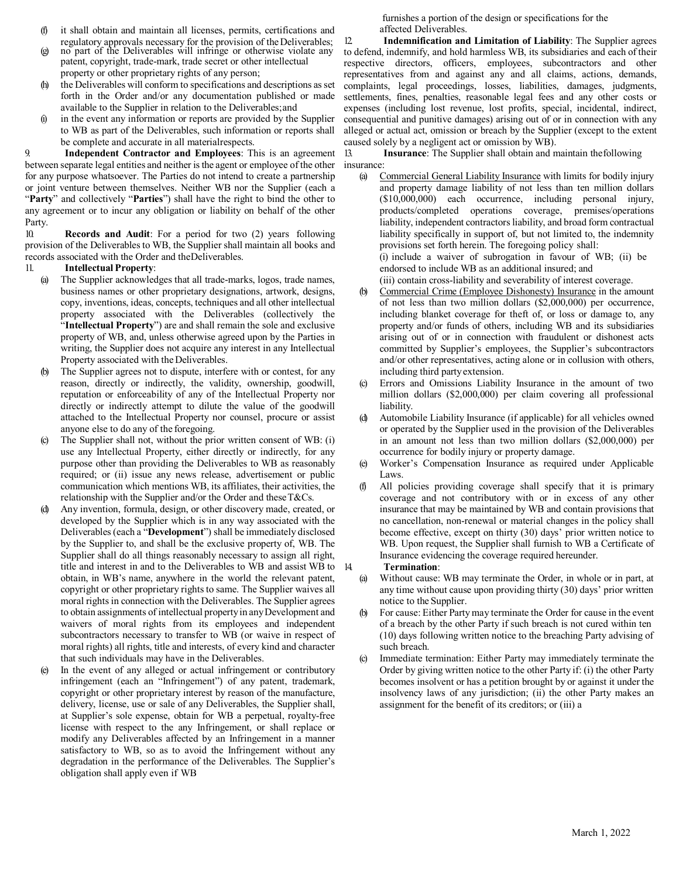(f) it shall obtain and maintain all licenses, permits, certifications and regulatory approvals necessary for the provision of the Deliverables;

(g) no part of the Deliverables will infringe or otherwise violate any patent, copyright, trade-mark, trade secret or other intellectual property or other proprietary rights of any person;

(h) the Deliverables will conform to specifications and descriptions as set forth in the Order and/or any documentation published or made available to the Supplier in relation to the Deliverables; and

(i) in the event any information or reports are provided by the Supplier to WB as part of the Deliverables, such information or reports shall be complete and accurate in all material respects.

9. **Independent Contractor and Employees**: This is an agreement between separate legal entities and neither is the agent or employee of the other for any purpose whatsoever. The Parties do not intend to create a partnership or joint venture between themselves. Neither WB nor the Supplier (each a "**Party**" and collectively "**Parties**") shall have the right to bind the other to any agreement or to incur any obligation or liability on behalf of the other Party.

10. **Records and Audit**: For a period for two (2) years following provision of the Deliverables to WB, the Supplier shall maintain all books and records associated with the Order and the Deliverables.

11. **Intellectual Property**:

(a) The Supplier acknowledges that all trade-marks, logos, trade names, business names or other proprietary designations, artwork, designs, copy, inventions, ideas, concepts, techniques and all other intellectual property associated with the Deliverables (collectively the "**Intellectual Property**") are and shall remain the sole and exclusive property of WB, and, unless otherwise agreed upon by the Parties in writing, the Supplier does not acquire any interest in any Intellectual Property associated with the Deliverables.

(b) The Supplier agrees not to dispute, interfere with or contest, for any reason, directly or indirectly, the validity, ownership, goodwill, reputation or enforceability of any of the Intellectual Property nor directly or indirectly attempt to dilute the value of the goodwill attached to the Intellectual Property nor counsel, procure or assist anyone else to do any of the foregoing.

(c) The Supplier shall not, without the prior written consent of WB: (i) use any Intellectual Property, either directly or indirectly, for any purpose other than providing the Deliverables to WB as reasonably required; or (ii) issue any news release, advertisement or public communication which mentions WB, its affiliates, their activities, the relationship with the Supplier and/or the Order and these T&Cs.

(d) Any invention, formula, design, or other discovery made, created, or developed by the Supplier which is in any way associated with the Deliverables (each a "**Development**") shall be immediately disclosed by the Supplier to, and shall be the exclusive property of, WB. The Supplier shall do all things reasonably necessary to assign all right, title and interest in and to the Deliverables to WB and assist WB to obtain, in WB's name, anywhere in the world the relevant patent, copyright or other proprietary rights to same. The Supplier waives all moral rights in connection with the Deliverables. The Supplier agrees to obtain assignments of intellectual property in any Development and waivers of moral rights from its employees and independent subcontractors necessary to transfer to WB (or waive in respect of moral rights) all rights, title and interests, of every kind and character that such individuals may have in the Deliverables.

(e) In the event of any alleged or actual infringement or contributory infringement (each an "Infringement") of any patent, trademark, copyright or other proprietary interest by reason of the manufacture, delivery, license, use or sale of any Deliverables, the Supplier shall, at Supplier's sole expense, obtain for WB a perpetual, royalty-free license with respect to the any Infringement, or shall replace or modify any Deliverables affected by an Infringement in a manner satisfactory to WB, so as to avoid the Infringement without any degradation in the performance of the Deliverables. The Supplier's obligation shall apply even if WB furnishes a portion of the design or specifications for the affected Deliverables.

12. **Indemnification and Limitation of Liability**: The Supplier agrees to defend, indemnify, and hold harmless WB, its subsidiaries and each of their respective directors, officers, employees, subcontractors and other representatives from and against any and all claims, actions, demands, complaints, legal proceedings, losses, liabilities, damages, judgments, settlements, fines, penalties, reasonable legal fees and any other costs or expenses (including lost revenue, lost profits, special, incidental, indirect, consequential and punitive damages) arising out of or in connection with any alleged or actual act, omission or breach by the Supplier (except to the extent caused solely by a negligent act or omission by WB).

13. **Insurance**: The Supplier shall obtain and maintain the following insurance:

(a) <u>Commercial General Liability Insurance</u> with limits for bodily injury and property damage liability of not less than ten million dollars ($10,000,000) each occurrence, including personal injury, products/completed operations coverage, premises/operations liability, independent contractors liability, and broad form contractual liability specifically in support of, but not limited to, the indemnity provisions set forth herein. The foregoing policy shall:
(i) include a waiver of subrogation in favour of WB; (ii) be endorsed to include WB as an additional insured; and
(iii) contain cross-liability and severability of interest coverage.

(b) <u>Commercial Crime (Employee Dishonesty) Insurance</u> in the amount of not less than two million dollars ($2,000,000) per occurrence, including blanket coverage for theft of, or loss or damage to, any property and/or funds of others, including WB and its subsidiaries arising out of or in connection with fraudulent or dishonest acts committed by Supplier's employees, the Supplier's subcontractors and/or other representatives, acting alone or in collusion with others, including third party extension.

(c) Errors and Omissions Liability Insurance in the amount of two million dollars ($2,000,000) per claim covering all professional liability.

(d) Automobile Liability Insurance (if applicable) for all vehicles owned or operated by the Supplier used in the provision of the Deliverables in an amount not less than two million dollars ($2,000,000) per occurrence for bodily injury or property damage.

(e) Worker's Compensation Insurance as required under Applicable Laws.

(f) All policies providing coverage shall specify that it is primary coverage and not contributory with or in excess of any other insurance that may be maintained by WB and contain provisions that no cancellation, non-renewal or material changes in the policy shall become effective, except on thirty (30) days' prior written notice to WB. Upon request, the Supplier shall furnish to WB a Certificate of Insurance evidencing the coverage required hereunder.

14. **Termination**:

(a) Without cause: WB may terminate the Order, in whole or in part, at any time without cause upon providing thirty (30) days' prior written notice to the Supplier.

(b) For cause: Either Party may terminate the Order for cause in the event of a breach by the other Party if such breach is not cured within ten (10) days following written notice to the breaching Party advising of such breach.

(c) Immediate termination: Either Party may immediately terminate the Order by giving written notice to the other Party if: (i) the other Party becomes insolvent or has a petition brought by or against it under the insolvency laws of any jurisdiction; (ii) the other Party makes an assignment for the benefit of its creditors; or (iii) a

March 1, 2022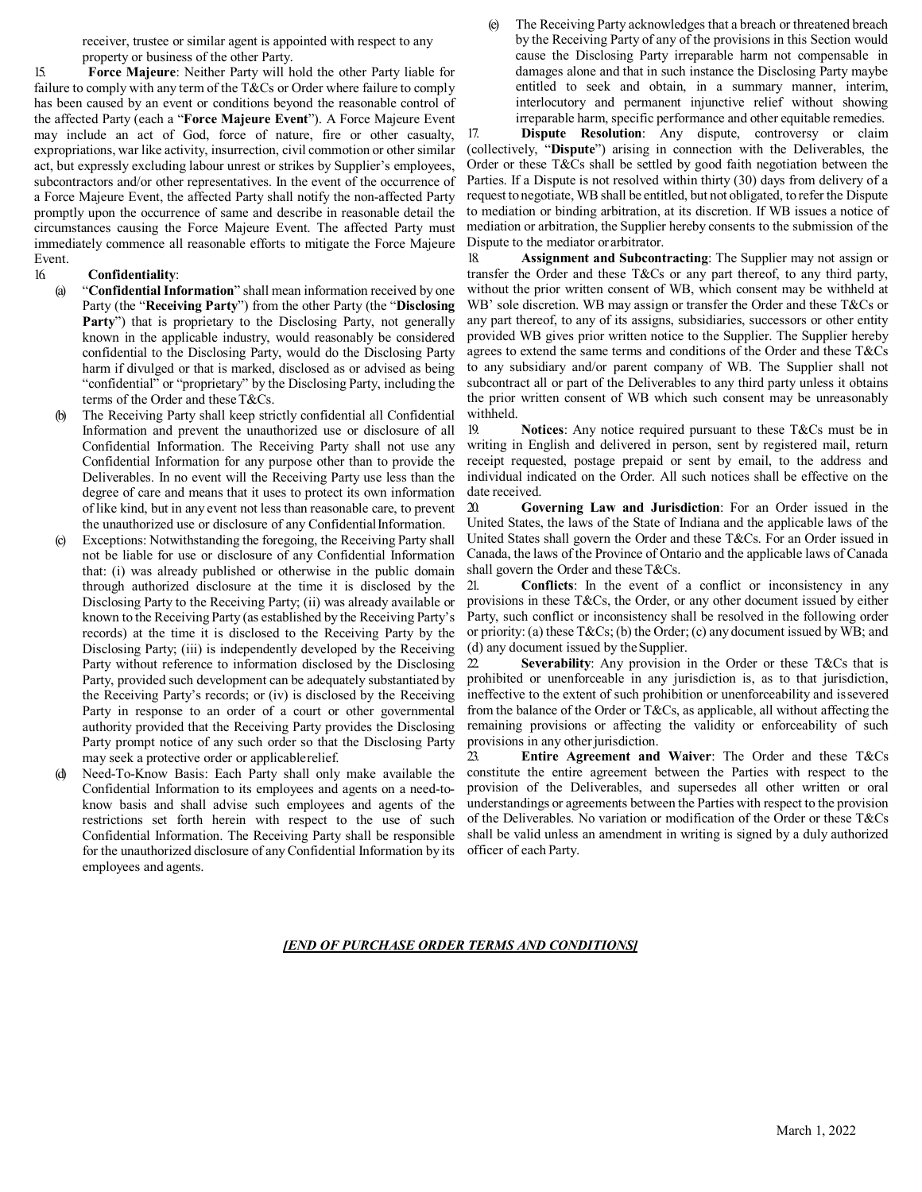receiver, trustee or similar agent is appointed with respect to any property or business of the other Party.

15. **Force Majeure**: Neither Party will hold the other Party liable for failure to comply with any term of the T&Cs or Order where failure to comply has been caused by an event or conditions beyond the reasonable control of the affected Party (each a "**Force Majeure Event**"). A Force Majeure Event may include an act of God, force of nature, fire or other casualty, expropriations, war like activity, insurrection, civil commotion or other similar act, but expressly excluding labour unrest or strikes by Supplier's employees, subcontractors and/or other representatives. In the event of the occurrence of a Force Majeure Event, the affected Party shall notify the non-affected Party promptly upon the occurrence of same and describe in reasonable detail the circumstances causing the Force Majeure Event. The affected Party must immediately commence all reasonable efforts to mitigate the Force Majeure Event.

16. **Confidentiality**:

(a) "**Confidential Information**" shall mean information received by one Party (the "**Receiving Party**") from the other Party (the "**Disclosing Party**") that is proprietary to the Disclosing Party, not generally known in the applicable industry, would reasonably be considered confidential to the Disclosing Party, would do the Disclosing Party harm if divulged or that is marked, disclosed as or advised as being "confidential" or "proprietary" by the Disclosing Party, including the terms of the Order and these T&Cs.

(b) The Receiving Party shall keep strictly confidential all Confidential Information and prevent the unauthorized use or disclosure of all Confidential Information. The Receiving Party shall not use any Confidential Information for any purpose other than to provide the Deliverables. In no event will the Receiving Party use less than the degree of care and means that it uses to protect its own information of like kind, but in any event not less than reasonable care, to prevent the unauthorized use or disclosure of any Confidential Information.

(c) Exceptions: Notwithstanding the foregoing, the Receiving Party shall not be liable for use or disclosure of any Confidential Information that: (i) was already published or otherwise in the public domain through authorized disclosure at the time it is disclosed by the Disclosing Party to the Receiving Party; (ii) was already available or known to the Receiving Party (as established by the Receiving Party's records) at the time it is disclosed to the Receiving Party by the Disclosing Party; (iii) is independently developed by the Receiving Party without reference to information disclosed by the Disclosing Party, provided such development can be adequately substantiated by the Receiving Party's records; or (iv) is disclosed by the Receiving Party in response to an order of a court or other governmental authority provided that the Receiving Party provides the Disclosing Party prompt notice of any such order so that the Disclosing Party may seek a protective order or applicable relief.

(d) Need-To-Know Basis: Each Party shall only make available the Confidential Information to its employees and agents on a need-to-know basis and shall advise such employees and agents of the restrictions set forth herein with respect to the use of such Confidential Information. The Receiving Party shall be responsible for the unauthorized disclosure of any Confidential Information by its employees and agents.

(e) The Receiving Party acknowledges that a breach or threatened breach by the Receiving Party of any of the provisions in this Section would cause the Disclosing Party irreparable harm not compensable in damages alone and that in such instance the Disclosing Party maybe entitled to seek and obtain, in a summary manner, interim, interlocutory and permanent injunctive relief without showing irreparable harm, specific performance and other equitable remedies.

17. **Dispute Resolution**: Any dispute, controversy or claim (collectively, "**Dispute**") arising in connection with the Deliverables, the Order or these T&Cs shall be settled by good faith negotiation between the Parties. If a Dispute is not resolved within thirty (30) days from delivery of a request to negotiate, WB shall be entitled, but not obligated, to refer the Dispute to mediation or binding arbitration, at its discretion. If WB issues a notice of mediation or arbitration, the Supplier hereby consents to the submission of the Dispute to the mediator or arbitrator.

18. **Assignment and Subcontracting**: The Supplier may not assign or transfer the Order and these T&Cs or any part thereof, to any third party, without the prior written consent of WB, which consent may be withheld at WB' sole discretion. WB may assign or transfer the Order and these T&Cs or any part thereof, to any of its assigns, subsidiaries, successors or other entity provided WB gives prior written notice to the Supplier. The Supplier hereby agrees to extend the same terms and conditions of the Order and these T&Cs to any subsidiary and/or parent company of WB. The Supplier shall not subcontract all or part of the Deliverables to any third party unless it obtains the prior written consent of WB which such consent may be unreasonably withheld.

19. **Notices**: Any notice required pursuant to these T&Cs must be in writing in English and delivered in person, sent by registered mail, return receipt requested, postage prepaid or sent by email, to the address and individual indicated on the Order. All such notices shall be effective on the date received.

20. **Governing Law and Jurisdiction**: For an Order issued in the United States, the laws of the State of Indiana and the applicable laws of the United States shall govern the Order and these T&Cs. For an Order issued in Canada, the laws of the Province of Ontario and the applicable laws of Canada shall govern the Order and these T&Cs.

21. **Conflicts**: In the event of a conflict or inconsistency in any provisions in these T&Cs, the Order, or any other document issued by either Party, such conflict or inconsistency shall be resolved in the following order or priority: (a) these T&Cs; (b) the Order; (c) any document issued by WB; and (d) any document issued by the Supplier.

22. **Severability**: Any provision in the Order or these T&Cs that is prohibited or unenforceable in any jurisdiction is, as to that jurisdiction, ineffective to the extent of such prohibition or unenforceability and is severed from the balance of the Order or T&Cs, as applicable, all without affecting the remaining provisions or affecting the validity or enforceability of such provisions in any other jurisdiction.

23. **Entire Agreement and Waiver**: The Order and these T&Cs constitute the entire agreement between the Parties with respect to the provision of the Deliverables, and supersedes all other written or oral understandings or agreements between the Parties with respect to the provision of the Deliverables. No variation or modification of the Order or these T&Cs shall be valid unless an amendment in writing is signed by a duly authorized officer of each Party.

***[END OF PURCHASE ORDER TERMS AND CONDITIONS]***

March 1, 2022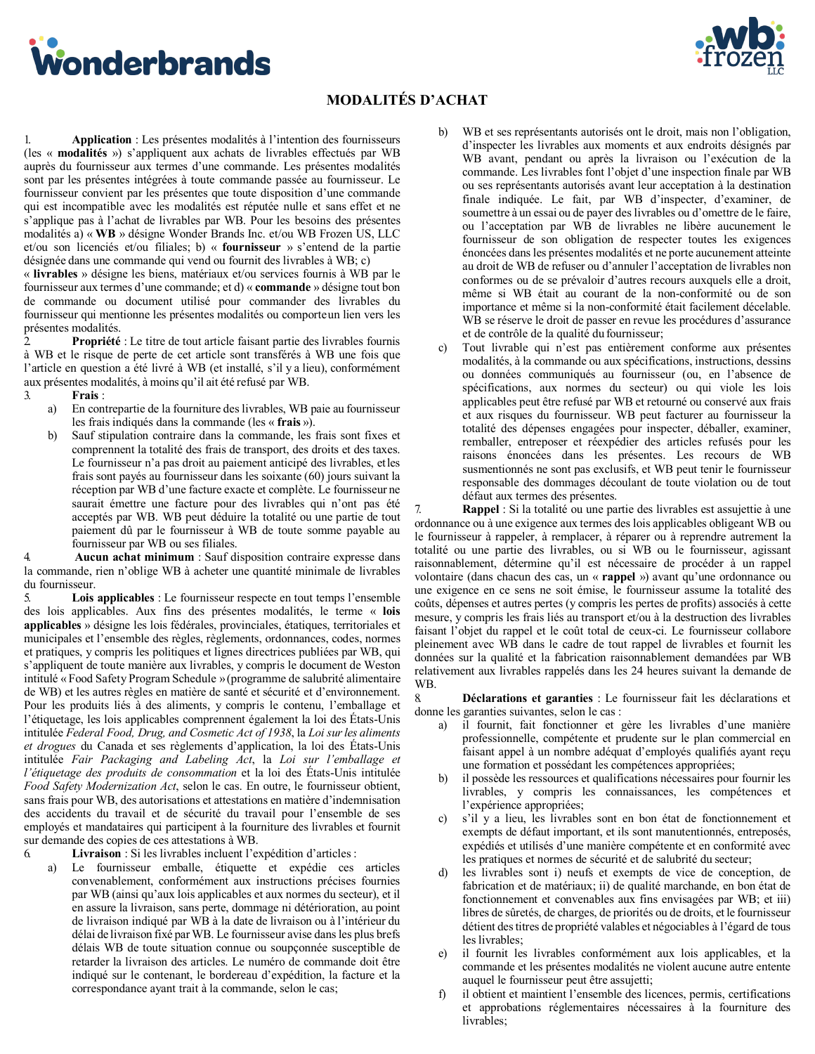# MODALITÉS D'ACHAT

1. **Application** : Les présentes modalités à l'intention des fournisseurs (les « **modalités** ») s'appliquent aux achats de livrables effectués par WB auprès du fournisseur aux termes d'une commande. Les présentes modalités sont par les présentes intégrées à toute commande passée au fournisseur. Le fournisseur convient par les présentes que toute disposition d'une commande qui est incompatible avec les modalités est réputée nulle et sans effet et ne s'applique pas à l'achat de livrables par WB. Pour les besoins des présentes modalités a) « **WB** » désigne Wonder Brands Inc. et/ou WB Frozen US, LLC et/ou son licenciés et/ou filiales; b) « **fournisseur** » s'entend de la partie désignée dans une commande qui vend ou fournit des livrables à WB; c) « **livrables** » désigne les biens, matériaux et/ou services fournis à WB par le fournisseur aux termes d'une commande; et d) « **commande** » désigne tout bon de commande ou document utilisé pour commander des livrables du fournisseur qui mentionne les présentes modalités ou comporte un lien vers les présentes modalités.

2. **Propriété** : Le titre de tout article faisant partie des livrables fournis à WB et le risque de perte de cet article sont transférés à WB une fois que l'article en question a été livré à WB (et installé, s'il y a lieu), conformément aux présentes modalités, à moins qu'il ait été refusé par WB.

3. **Frais** :
   a) En contrepartie de la fourniture des livrables, WB paie au fournisseur les frais indiqués dans la commande (les « **frais** »).
   b) Sauf stipulation contraire dans la commande, les frais sont fixes et comprennent la totalité des frais de transport, des droits et des taxes. Le fournisseur n'a pas droit au paiement anticipé des livrables, et les frais sont payés au fournisseur dans les soixante (60) jours suivant la réception par WB d'une facture exacte et complète. Le fournisseur ne saurait émettre une facture pour des livrables qui n'ont pas été acceptés par WB. WB peut déduire la totalité ou une partie de tout paiement dû par le fournisseur à WB de toute somme payable au fournisseur par WB ou ses filiales.

4. **Aucun achat minimum** : Sauf disposition contraire expresse dans la commande, rien n'oblige WB à acheter une quantité minimale de livrables du fournisseur.

5. **Lois applicables** : Le fournisseur respecte en tout temps l'ensemble des lois applicables. Aux fins des présentes modalités, le terme « **lois applicables** » désigne les lois fédérales, provinciales, étatiques, territoriales et municipales et l'ensemble des règles, règlements, ordonnances, codes, normes et pratiques, y compris les politiques et lignes directrices publiées par WB, qui s'appliquent de toute manière aux livrables, y compris le document de Weston intitulé « Food Safety Program Schedule » (programme de salubrité alimentaire de WB) et les autres règles en matière de santé et sécurité et d'environnement. Pour les produits liés à des aliments, y compris le contenu, l'emballage et l'étiquetage, les lois applicables comprennent également la loi des États-Unis intitulée *Federal Food, Drug, and Cosmetic Act of 1938*, la *Loi sur les aliments et drogues* du Canada et ses règlements d'application, la loi des États-Unis intitulée *Fair Packaging and Labeling Act*, la *Loi sur l'emballage et l'étiquetage des produits de consommation* et la loi des États-Unis intitulée *Food Safety Modernization Act*, selon le cas. En outre, le fournisseur obtient, sans frais pour WB, des autorisations et attestations en matière d'indemnisation des accidents du travail et de sécurité du travail pour l'ensemble de ses employés et mandataires qui participent à la fourniture des livrables et fournit sur demande des copies de ces attestations à WB.

6. **Livraison** : Si les livrables incluent l'expédition d'articles :
   a) Le fournisseur emballe, étiquette et expédie ces articles convenablement, conformément aux instructions précises fournies par WB (ainsi qu'aux lois applicables et aux normes du secteur), et il en assure la livraison, sans perte, dommage ni détérioration, au point de livraison indiqué par WB à la date de livraison ou à l'intérieur du délai de livraison fixé par WB. Le fournisseur avise dans les plus brefs délais WB de toute situation connue ou soupçonnée susceptible de retarder la livraison des articles. Le numéro de commande doit être indiqué sur le contenant, le bordereau d'expédition, la facture et la correspondance ayant trait à la commande, selon le cas;
   b) WB et ses représentants autorisés ont le droit, mais non l'obligation, d'inspecter les livrables aux moments et aux endroits désignés par WB avant, pendant ou après la livraison ou l'exécution de la commande. Les livrables font l'objet d'une inspection finale par WB ou ses représentants autorisés avant leur acceptation à la destination finale indiquée. Le fait, par WB d'inspecter, d'examiner, de soumettre à un essai ou de payer des livrables ou d'omettre de le faire, ou l'acceptation par WB de livrables ne libère aucunement le fournisseur de son obligation de respecter toutes les exigences énoncées dans les présentes modalités et ne porte aucunement atteinte au droit de WB de refuser ou d'annuler l'acceptation de livrables non conformes ou de se prévaloir d'autres recours auxquels elle a droit, même si WB était au courant de la non-conformité ou de son importance et même si la non-conformité était facilement décelable. WB se réserve le droit de passer en revue les procédures d'assurance et de contrôle de la qualité du fournisseur;
   c) Tout livrable qui n'est pas entièrement conforme aux présentes modalités, à la commande ou aux spécifications, instructions, dessins ou données communiqués au fournisseur (ou, en l'absence de spécifications, aux normes du secteur) ou qui viole les lois applicables peut être refusé par WB et retourné ou conservé aux frais et aux risques du fournisseur. WB peut facturer au fournisseur la totalité des dépenses engagées pour inspecter, déballer, examiner, remballer, entreposer et réexpédier des articles refusés pour les raisons énoncées dans les présentes. Les recours de WB susmentionnés ne sont pas exclusifs, et WB peut tenir le fournisseur responsable des dommages découlant de toute violation ou de tout défaut aux termes des présentes.

7. **Rappel** : Si la totalité ou une partie des livrables est assujettie à une ordonnance ou à une exigence aux termes des lois applicables obligeant WB ou le fournisseur à rappeler, à remplacer, à réparer ou à reprendre autrement la totalité ou une partie des livrables, ou si WB ou le fournisseur, agissant raisonnablement, détermine qu'il est nécessaire de procéder à un rappel volontaire (dans chacun des cas, un « **rappel** ») avant qu'une ordonnance ou une exigence en ce sens ne soit émise, le fournisseur assume la totalité des coûts, dépenses et autres pertes (y compris les pertes de profits) associés à cette mesure, y compris les frais liés au transport et/ou à la destruction des livrables faisant l'objet du rappel et le coût total de ceux-ci. Le fournisseur collabore pleinement avec WB dans le cadre de tout rappel de livrables et fournit les données sur la qualité et la fabrication raisonnablement demandées par WB relativement aux livrables rappelés dans les 24 heures suivant la demande de WB.

8. **Déclarations et garanties** : Le fournisseur fait les déclarations et donne les garanties suivantes, selon le cas :
   a) il fournit, fait fonctionner et gère les livrables d'une manière professionnelle, compétente et prudente sur le plan commercial en faisant appel à un nombre adéquat d'employés qualifiés ayant reçu une formation et possédant les compétences appropriées;
   b) il possède les ressources et qualifications nécessaires pour fournir les livrables, y compris les connaissances, les compétences et l'expérience appropriées;
   c) s'il y a lieu, les livrables sont en bon état de fonctionnement et exempts de défaut important, et ils sont manutentionnés, entreposés, expédiés et utilisés d'une manière compétente et en conformité avec les pratiques et normes de sécurité et de salubrité du secteur;
   d) les livrables sont i) neufs et exempts de vice de conception, de fabrication et de matériaux; ii) de qualité marchande, en bon état de fonctionnement et convenables aux fins envisagées par WB; et iii) libres de sûretés, de charges, de priorités ou de droits, et le fournisseur détient des titres de propriété valables et négociables à l'égard de tous les livrables;
   e) il fournit les livrables conformément aux lois applicables, et la commande et les présentes modalités ne violent aucune autre entente auquel le fournisseur peut être assujetti;
   f) il obtient et maintient l'ensemble des licences, permis, certifications et approbations réglementaires nécessaires à la fourniture des livrables;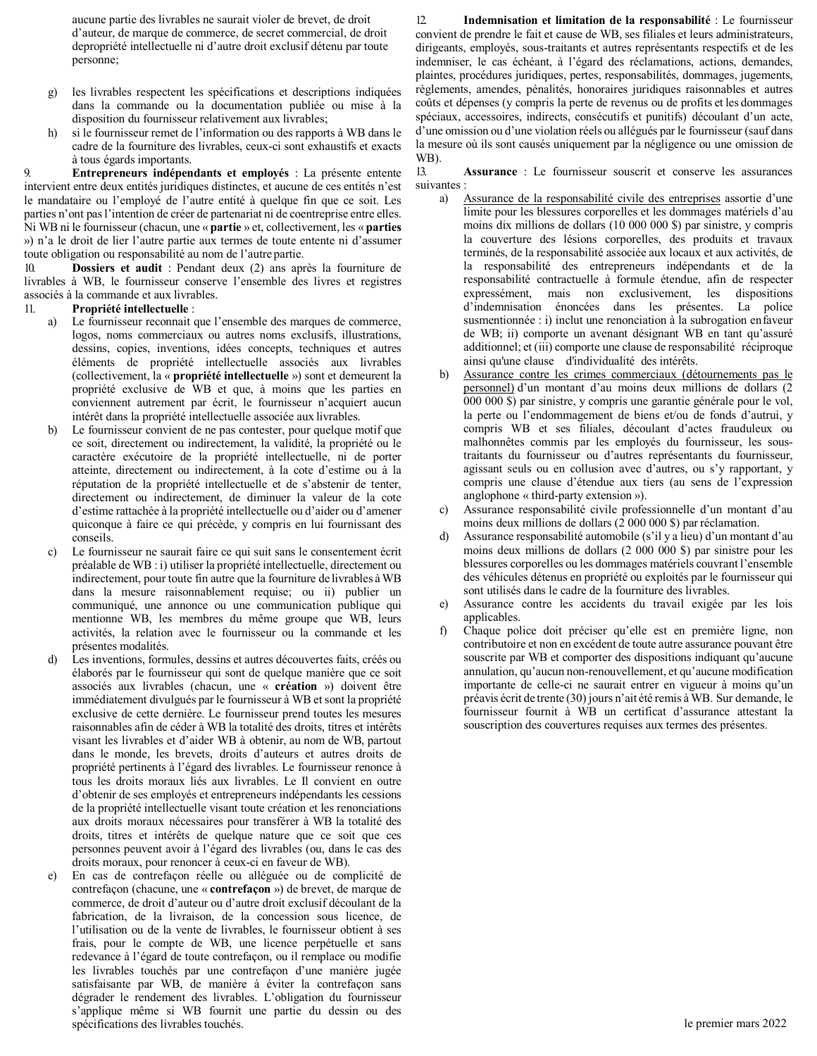aucune partie des livrables ne saurait violer de brevet, de droit d'auteur, de marque de commerce, de secret commercial, de droit depropriété intellectuelle ni d'autre droit exclusif détenu par toute personne;

g) les livrables respectent les spécifications et descriptions indiquées dans la commande ou la documentation publiée ou mise à la disposition du fournisseur relativement aux livrables;

h) si le fournisseur remet de l'information ou des rapports à WB dans le cadre de la fourniture des livrables, ceux-ci sont exhaustifs et exacts à tous égards importants.

9. **Entrepreneurs indépendants et employés** : La présente entente intervient entre deux entités juridiques distinctes, et aucune de ces entités n'est le mandataire ou l'employé de l'autre entité à quelque fin que ce soit. Les parties n'ont pas l'intention de créer de partenariat ni de coentreprise entre elles. Ni WB ni le fournisseur (chacun, une « **partie** » et, collectivement, les « **parties** ») n'a le droit de lier l'autre partie aux termes de toute entente ni d'assumer toute obligation ou responsabilité au nom de l'autre partie.

10. **Dossiers et audit** : Pendant deux (2) ans après la fourniture de livrables à WB, le fournisseur conserve l'ensemble des livres et registres associés à la commande et aux livrables.

11. **Propriété intellectuelle** :

a) Le fournisseur reconnaît que l'ensemble des marques de commerce, logos, noms commerciaux ou autres noms exclusifs, illustrations, dessins, copies, inventions, idées concepts, techniques et autres éléments de propriété intellectuelle associés aux livrables (collectivement, la « **propriété intellectuelle** ») sont et demeurent la propriété exclusive de WB et que, à moins que les parties en conviennent autrement par écrit, le fournisseur n'acquiert aucun intérêt dans la propriété intellectuelle associée aux livrables.

b) Le fournisseur convient de ne pas contester, pour quelque motif que ce soit, directement ou indirectement, la validité, la propriété ou le caractère exécutoire de la propriété intellectuelle, ni de porter atteinte, directement ou indirectement, à la cote d'estime ou à la réputation de la propriété intellectuelle et de s'abstenir de tenter, directement ou indirectement, de diminuer la valeur de la cote d'estime rattachée à la propriété intellectuelle ou d'aider ou d'amener quiconque à faire ce qui précède, y compris en lui fournissant des conseils.

c) Le fournisseur ne saurait faire ce qui suit sans le consentement écrit préalable de WB : i) utiliser la propriété intellectuelle, directement ou indirectement, pour toute fin autre que la fourniture de livrables à WB dans la mesure raisonnablement requise; ou ii) publier un communiqué, une annonce ou une communication publique qui mentionne WB, les membres du même groupe que WB, leurs activités, la relation avec le fournisseur ou la commande et les présentes modalités.

d) Les inventions, formules, dessins et autres découvertes faits, créés ou élaborés par le fournisseur qui sont de quelque manière que ce soit associés aux livrables (chacun, une « **création** ») doivent être immédiatement divulgués par le fournisseur à WB et sont la propriété exclusive de cette dernière. Le fournisseur prend toutes les mesures raisonnables afin de céder à WB la totalité des droits, titres et intérêts visant les livrables et d'aider WB à obtenir, au nom de WB, partout dans le monde, les brevets, droits d'auteurs et autres droits de propriété pertinents à l'égard des livrables. Le fournisseur renonce à tous les droits moraux liés aux livrables. Le Il convient en outre d'obtenir de ses employés et entrepreneurs indépendants les cessions de la propriété intellectuelle visant toute création et les renonciations aux droits moraux nécessaires pour transférer à WB la totalité des droits, titres et intérêts de quelque nature que ce soit que ces personnes peuvent avoir à l'égard des livrables (ou, dans le cas des droits moraux, pour renoncer à ceux-ci en faveur de WB).

e) En cas de contrefaçon réelle ou alléguée ou de complicité de contrefaçon (chacune, une « **contrefaçon** ») de brevet, de marque de commerce, de droit d'auteur ou d'autre droit exclusif découlant de la fabrication, de la livraison, de la concession sous licence, de l'utilisation ou de la vente de livrables, le fournisseur obtient à ses frais, pour le compte de WB, une licence perpétuelle et sans redevance à l'égard de toute contrefaçon, ou il remplace ou modifie les livrables touchés par une contrefaçon d'une manière jugée satisfaisante par WB, de manière à éviter la contrefaçon sans dégrader le rendement des livrables. L'obligation du fournisseur s'applique même si WB fournit une partie du dessin ou des spécifications des livrables touchés.

12. **Indemnisation et limitation de la responsabilité** : Le fournisseur convient de prendre le fait et cause de WB, ses filiales et leurs administrateurs, dirigeants, employés, sous-traitants et autres représentants respectifs et de les indemniser, le cas échéant, à l'égard des réclamations, actions, demandes, plaintes, procédures juridiques, pertes, responsabilités, dommages, jugements, règlements, amendes, pénalités, honoraires juridiques raisonnables et autres coûts et dépenses (y compris la perte de revenus ou de profits et les dommages spéciaux, accessoires, indirects, consécutifs et punitifs) découlant d'un acte, d'une omission ou d'une violation réels ou allégués par le fournisseur (sauf dans la mesure où ils sont causés uniquement par la négligence ou une omission de WB).

13. **Assurance** : Le fournisseur souscrit et conserve les assurances suivantes :

a) Assurance de la responsabilité civile des entreprises assortie d'une limite pour les blessures corporelles et les dommages matériels d'au moins dix millions de dollars (10 000 000 $) par sinistre, y compris la couverture des lésions corporelles, des produits et travaux terminés, de la responsabilité associée aux locaux et aux activités, de la responsabilité des entrepreneurs indépendants et de la responsabilité contractuelle à formule étendue, afin de respecter expressément, mais non exclusivement, les dispositions d'indemnisation énoncées dans les présentes. La police susmentionnée : i) inclut une renonciation à la subrogation enfaveur de WB; ii) comporte un avenant désignant WB en tant qu'assuré additionnel; et (iii) comporte une clause de responsabilité réciproque ainsi qu'une clause d'individualité des intérêts.

b) Assurance contre les crimes commerciaux (détournements pas le personnel) d'un montant d'au moins deux millions de dollars (2 000 000 $) par sinistre, y compris une garantie générale pour le vol, la perte ou l'endommagement de biens et/ou de fonds d'autrui, y compris WB et ses filiales, découlant d'actes frauduleux ou malhonnêtes commis par les employés du fournisseur, les sous-traitants du fournisseur ou d'autres représentants du fournisseur, agissant seuls ou en collusion avec d'autres, ou s'y rapportant, y compris une clause d'étendue aux tiers (au sens de l'expression anglophone « third-party extension »).

c) Assurance responsabilité civile professionnelle d'un montant d'au moins deux millions de dollars (2 000 000 $) par réclamation.

d) Assurance responsabilité automobile (s'il y a lieu) d'un montant d'au moins deux millions de dollars (2 000 000 $) par sinistre pour les blessures corporelles ou les dommages matériels couvrant l'ensemble des véhicules détenus en propriété ou exploités par le fournisseur qui sont utilisés dans le cadre de la fourniture des livrables.

e) Assurance contre les accidents du travail exigée par les lois applicables.

f) Chaque police doit préciser qu'elle est en première ligne, non contributoire et non en excédent de toute autre assurance pouvant être souscrite par WB et comporter des dispositions indiquant qu'aucune annulation, qu'aucun non-renouvellement, et qu'aucune modification importante de celle-ci ne saurait entrer en vigueur à moins qu'un préavis écrit de trente (30) jours n'ait été remis à WB. Sur demande, le fournisseur fournit à WB un certificat d'assurance attestant la souscription des couvertures requises aux termes des présentes.

le premier mars 2022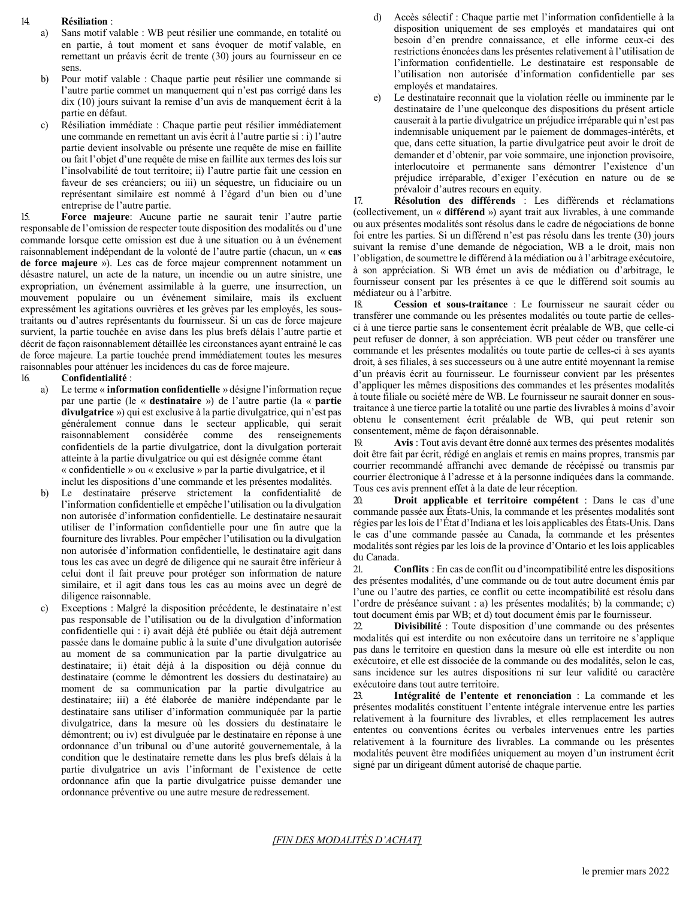14. **Résiliation** :

a) Sans motif valable : WB peut résilier une commande, en totalité ou en partie, à tout moment et sans évoquer de motif valable, en remettant un préavis écrit de trente (30) jours au fournisseur en ce sens.

b) Pour motif valable : Chaque partie peut résilier une commande si l'autre partie commet un manquement qui n'est pas corrigé dans les dix (10) jours suivant la remise d'un avis de manquement écrit à la partie en défaut.

c) Résiliation immédiate : Chaque partie peut résilier immédiatement une commande en remettant un avis écrit à l'autre partie si : i) l'autre partie devient insolvable ou présente une requête de mise en faillite ou fait l'objet d'une requête de mise en faillite aux termes des lois sur l'insolvabilité de tout territoire; ii) l'autre partie fait une cession en faveur de ses créanciers; ou iii) un séquestre, un fiduciaire ou un représentant similaire est nommé à l'égard d'un bien ou d'une entreprise de l'autre partie.

15. **Force majeure**: Aucune partie ne saurait tenir l'autre partie responsable de l'omission de respecter toute disposition des modalités ou d'une commande lorsque cette omission est due à une situation ou à un événement raisonnablement indépendant de la volonté de l'autre partie (chacun, un « **cas de force majeure** »). Les cas de force majeur comprennent notamment un désastre naturel, un acte de la nature, un incendie ou un autre sinistre, une expropriation, un événement assimilable à la guerre, une insurrection, un mouvement populaire ou un événement similaire, mais ils excluent expressément les agitations ouvrières et les grèves par les employés, les sous-traitants ou d'autres représentants du fournisseur. Si un cas de force majeure survient, la partie touchée en avise dans les plus brefs délais l'autre partie et décrit de façon raisonnablement détaillée les circonstances ayant entrainé le cas de force majeure. La partie touchée prend immédiatement toutes les mesures raisonnables pour atténuer les incidences du cas de force majeure.

16. **Confidentialité** :

a) Le terme « **information confidentielle** » désigne l'information reçue par une partie (le « **destinataire** ») de l'autre partie (la « **partie divulgatrice** ») qui est exclusive à la partie divulgatrice, qui n'est pas généralement connue dans le secteur applicable, qui serait raisonnablement considérée comme des renseignements confidentiels de la partie divulgatrice, dont la divulgation porterait atteinte à la partie divulgatrice ou qui est désignée comme étant « confidentielle » ou « exclusive » par la partie divulgatrice, et il inclut les dispositions d'une commande et les présentes modalités.

b) Le destinataire préserve strictement la confidentialité de l'information confidentielle et empêche l'utilisation ou la divulgation non autorisée d'information confidentielle. Le destinataire ne saurait utiliser de l'information confidentielle pour une fin autre que la fourniture des livrables. Pour empêcher l'utilisation ou la divulgation non autorisée d'information confidentielle, le destinataire agit dans tous les cas avec un degré de diligence qui ne saurait être inférieur à celui dont il fait preuve pour protéger son information de nature similaire, et il agit dans tous les cas au moins avec un degré de diligence raisonnable.

c) Exceptions : Malgré la disposition précédente, le destinataire n'est pas responsable de l'utilisation ou de la divulgation d'information confidentielle qui : i) avait déjà été publiée ou était déjà autrement passée dans le domaine public à la suite d'une divulgation autorisée au moment de sa communication par la partie divulgatrice au destinataire; ii) était déjà à la disposition ou déjà connue du destinataire (comme le démontrent les dossiers du destinataire) au moment de sa communication par la partie divulgatrice au destinataire; iii) a été élaborée de manière indépendante par le destinataire sans utiliser d'information communiquée par la partie divulgatrice, dans la mesure où les dossiers du destinataire le démontrent; ou iv) est divulguée par le destinataire en réponse à une ordonnance d'un tribunal ou d'une autorité gouvernementale, à la condition que le destinataire remette dans les plus brefs délais à la partie divulgatrice un avis l'informant de l'existence de cette ordonnance afin que la partie divulgatrice puisse demander une ordonnance préventive ou une autre mesure de redressement.

d) Accès sélectif : Chaque partie met l'information confidentielle à la disposition uniquement de ses employés et mandataires qui ont besoin d'en prendre connaissance, et elle informe ceux-ci des restrictions énoncées dans les présentes relativement à l'utilisation de l'information confidentielle. Le destinataire est responsable de l'utilisation non autorisée d'information confidentielle par ses employés et mandataires.

e) Le destinataire reconnait que la violation réelle ou imminente par le destinataire de l'une quelconque des dispositions du présent article causerait à la partie divulgatrice un préjudice irréparable qui n'est pas indemnisable uniquement par le paiement de dommages-intérêts, et que, dans cette situation, la partie divulgatrice peut avoir le droit de demander et d'obtenir, par voie sommaire, une injonction provisoire, interlocutoire et permanente sans démontrer l'existence d'un préjudice irréparable, d'exiger l'exécution en nature ou de se prévaloir d'autres recours en equity.

17. **Résolution des différends** : Les différends et réclamations (collectivement, un « **différend** ») ayant trait aux livrables, à une commande ou aux présentes modalités sont résolus dans le cadre de négociations de bonne foi entre les parties. Si un différend n'est pas résolu dans les trente (30) jours suivant la remise d'une demande de négociation, WB a le droit, mais non l'obligation, de soumettre le différend à la médiation ou à l'arbitrage exécutoire, à son appréciation. Si WB émet un avis de médiation ou d'arbitrage, le fournisseur consent par les présentes à ce que le différend soit soumis au médiateur ou à l'arbitre.

18. **Cession et sous-traitance** : Le fournisseur ne saurait céder ou transférer une commande ou les présentes modalités ou toute partie de celles-ci à une tierce partie sans le consentement écrit préalable de WB, que celle-ci peut refuser de donner, à son appréciation. WB peut céder ou transférer une commande et les présentes modalités ou toute partie de celles-ci à ses ayants droit, à ses filiales, à ses successeurs ou à une autre entité moyennant la remise d'un préavis écrit au fournisseur. Le fournisseur convient par les présentes d'appliquer les mêmes dispositions des commandes et les présentes modalités à toute filiale ou société mère de WB. Le fournisseur ne saurait donner en sous-traitance à une tierce partie la totalité ou une partie des livrables à moins d'avoir obtenu le consentement écrit préalable de WB, qui peut retenir son consentement, même de façon déraisonnable.

19. **Avis** : Tout avis devant être donné aux termes des présentes modalités doit être fait par écrit, rédigé en anglais et remis en mains propres, transmis par courrier recommandé affranchi avec demande de récépissé ou transmis par courrier électronique à l'adresse et à la personne indiquées dans la commande. Tous ces avis prennent effet à la date de leur réception.

20. **Droit applicable et territoire compétent** : Dans le cas d'une commande passée aux États-Unis, la commande et les présentes modalités sont régies par les lois de l'État d'Indiana et les lois applicables des États-Unis. Dans le cas d'une commande passée au Canada, la commande et les présentes modalités sont régies par les lois de la province d'Ontario et les lois applicables du Canada.

21. **Conflits** : En cas de conflit ou d'incompatibilité entre les dispositions des présentes modalités, d'une commande ou de tout autre document émis par l'une ou l'autre des parties, ce conflit ou cette incompatibilité est résolu dans l'ordre de préséance suivant : a) les présentes modalités; b) la commande; c) tout document émis par WB; et d) tout document émis par le fournisseur.

22. **Divisibilité** : Toute disposition d'une commande ou des présentes modalités qui est interdite ou non exécutoire dans un territoire ne s'applique pas dans le territoire en question dans la mesure où elle est interdite ou non exécutoire, et elle est dissociée de la commande ou des modalités, selon le cas, sans incidence sur les autres dispositions ni sur leur validité ou caractère exécutoire dans tout autre territoire.

23. **Intégralité de l'entente et renonciation** : La commande et les présentes modalités constituent l'entente intégrale intervenue entre les parties relativement à la fourniture des livrables, et elles remplacement les autres ententes ou conventions écrites ou verbales intervenues entre les parties relativement à la fourniture des livrables. La commande ou les présentes modalités peuvent être modifiées uniquement au moyen d'un instrument écrit signé par un dirigeant dûment autorisé de chaque partie.

*[FIN DES MODALITÉS D'ACHAT]*

le premier mars 2022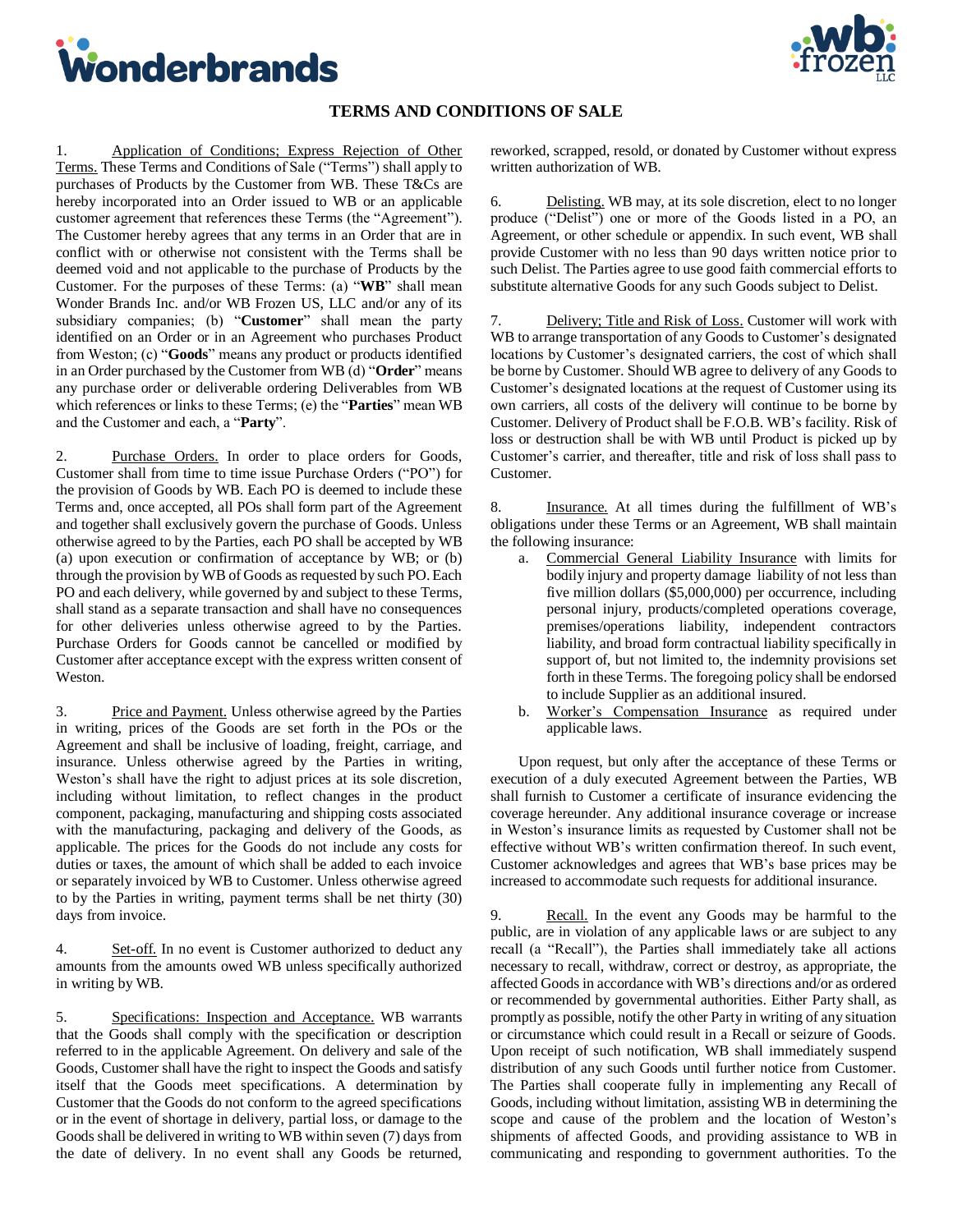# TERMS AND CONDITIONS OF SALE

1. Application of Conditions; Express Rejection of Other Terms. These Terms and Conditions of Sale ("Terms") shall apply to purchases of Products by the Customer from WB. These T&Cs are hereby incorporated into an Order issued to WB or an applicable customer agreement that references these Terms (the "Agreement"). The Customer hereby agrees that any terms in an Order that are in conflict with or otherwise not consistent with the Terms shall be deemed void and not applicable to the purchase of Products by the Customer. For the purposes of these Terms: (a) "**WB**" shall mean Wonder Brands Inc. and/or WB Frozen US, LLC and/or any of its subsidiary companies; (b) "**Customer**" shall mean the party identified on an Order or in an Agreement who purchases Product from Weston; (c) "**Goods**" means any product or products identified in an Order purchased by the Customer from WB (d) "**Order**" means any purchase order or deliverable ordering Deliverables from WB which references or links to these Terms; (e) the "**Parties**" mean WB and the Customer and each, a "**Party**".

2. Purchase Orders. In order to place orders for Goods, Customer shall from time to time issue Purchase Orders ("PO") for the provision of Goods by WB. Each PO is deemed to include these Terms and, once accepted, all POs shall form part of the Agreement and together shall exclusively govern the purchase of Goods. Unless otherwise agreed to by the Parties, each PO shall be accepted by WB (a) upon execution or confirmation of acceptance by WB; or (b) through the provision by WB of Goods as requested by such PO. Each PO and each delivery, while governed by and subject to these Terms, shall stand as a separate transaction and shall have no consequences for other deliveries unless otherwise agreed to by the Parties. Purchase Orders for Goods cannot be cancelled or modified by Customer after acceptance except with the express written consent of Weston.

3. Price and Payment. Unless otherwise agreed by the Parties in writing, prices of the Goods are set forth in the POs or the Agreement and shall be inclusive of loading, freight, carriage, and insurance. Unless otherwise agreed by the Parties in writing, Weston's shall have the right to adjust prices at its sole discretion, including without limitation, to reflect changes in the product component, packaging, manufacturing and shipping costs associated with the manufacturing, packaging and delivery of the Goods, as applicable. The prices for the Goods do not include any costs for duties or taxes, the amount of which shall be added to each invoice or separately invoiced by WB to Customer. Unless otherwise agreed to by the Parties in writing, payment terms shall be net thirty (30) days from invoice.

4. Set-off. In no event is Customer authorized to deduct any amounts from the amounts owed WB unless specifically authorized in writing by WB.

5. Specifications: Inspection and Acceptance. WB warrants that the Goods shall comply with the specification or description referred to in the applicable Agreement. On delivery and sale of the Goods, Customer shall have the right to inspect the Goods and satisfy itself that the Goods meet specifications. A determination by Customer that the Goods do not conform to the agreed specifications or in the event of shortage in delivery, partial loss, or damage to the Goods shall be delivered in writing to WB within seven (7) days from the date of delivery. In no event shall any Goods be returned, reworked, scrapped, resold, or donated by Customer without express written authorization of WB.

6. Delisting. WB may, at its sole discretion, elect to no longer produce ("Delist") one or more of the Goods listed in a PO, an Agreement, or other schedule or appendix. In such event, WB shall provide Customer with no less than 90 days written notice prior to such Delist. The Parties agree to use good faith commercial efforts to substitute alternative Goods for any such Goods subject to Delist.

7. Delivery; Title and Risk of Loss. Customer will work with WB to arrange transportation of any Goods to Customer's designated locations by Customer's designated carriers, the cost of which shall be borne by Customer. Should WB agree to delivery of any Goods to Customer's designated locations at the request of Customer using its own carriers, all costs of the delivery will continue to be borne by Customer. Delivery of Product shall be F.O.B. WB's facility. Risk of loss or destruction shall be with WB until Product is picked up by Customer's carrier, and thereafter, title and risk of loss shall pass to Customer.

8. Insurance. At all times during the fulfillment of WB's obligations under these Terms or an Agreement, WB shall maintain the following insurance:

   a. Commercial General Liability Insurance with limits for bodily injury and property damage liability of not less than five million dollars ($5,000,000) per occurrence, including personal injury, products/completed operations coverage, premises/operations liability, independent contractors liability, and broad form contractual liability specifically in support of, but not limited to, the indemnity provisions set forth in these Terms. The foregoing policy shall be endorsed to include Supplier as an additional insured.
   b. Worker's Compensation Insurance as required under applicable laws.

Upon request, but only after the acceptance of these Terms or execution of a duly executed Agreement between the Parties, WB shall furnish to Customer a certificate of insurance evidencing the coverage hereunder. Any additional insurance coverage or increase in Weston's insurance limits as requested by Customer shall not be effective without WB's written confirmation thereof. In such event, Customer acknowledges and agrees that WB's base prices may be increased to accommodate such requests for additional insurance.

9. Recall. In the event any Goods may be harmful to the public, are in violation of any applicable laws or are subject to any recall (a "Recall"), the Parties shall immediately take all actions necessary to recall, withdraw, correct or destroy, as appropriate, the affected Goods in accordance with WB's directions and/or as ordered or recommended by governmental authorities. Either Party shall, as promptly as possible, notify the other Party in writing of any situation or circumstance which could result in a Recall or seizure of Goods. Upon receipt of such notification, WB shall immediately suspend distribution of any such Goods until further notice from Customer. The Parties shall cooperate fully in implementing any Recall of Goods, including without limitation, assisting WB in determining the scope and cause of the problem and the location of Weston's shipments of affected Goods, and providing assistance to WB in communicating and responding to government authorities. To the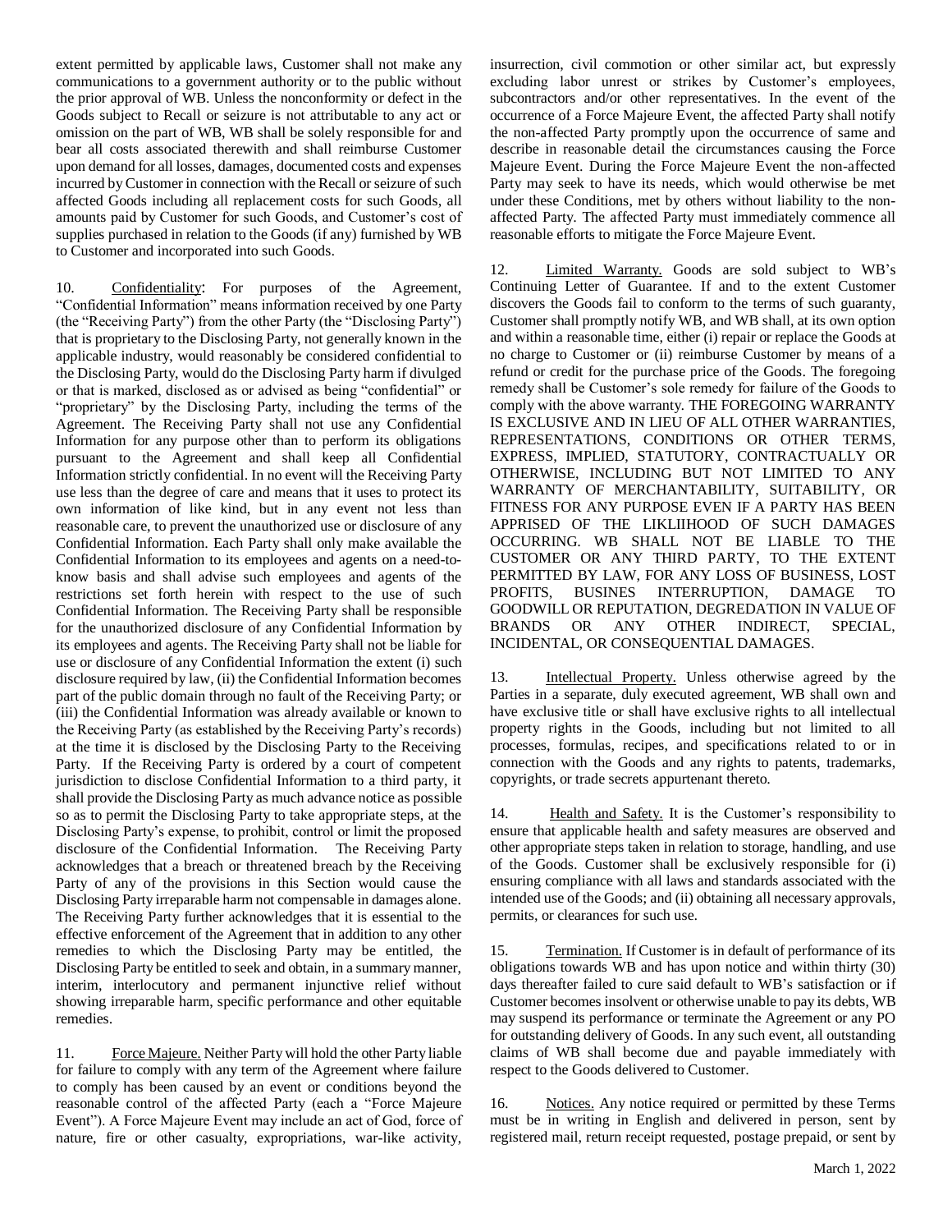extent permitted by applicable laws, Customer shall not make any communications to a government authority or to the public without the prior approval of WB. Unless the nonconformity or defect in the Goods subject to Recall or seizure is not attributable to any act or omission on the part of WB, WB shall be solely responsible for and bear all costs associated therewith and shall reimburse Customer upon demand for all losses, damages, documented costs and expenses incurred by Customer in connection with the Recall or seizure of such affected Goods including all replacement costs for such Goods, all amounts paid by Customer for such Goods, and Customer's cost of supplies purchased in relation to the Goods (if any) furnished by WB to Customer and incorporated into such Goods.

10. Confidentiality: For purposes of the Agreement, "Confidential Information" means information received by one Party (the "Receiving Party") from the other Party (the "Disclosing Party") that is proprietary to the Disclosing Party, not generally known in the applicable industry, would reasonably be considered confidential to the Disclosing Party, would do the Disclosing Party harm if divulged or that is marked, disclosed as or advised as being "confidential" or "proprietary" by the Disclosing Party, including the terms of the Agreement. The Receiving Party shall not use any Confidential Information for any purpose other than to perform its obligations pursuant to the Agreement and shall keep all Confidential Information strictly confidential. In no event will the Receiving Party use less than the degree of care and means that it uses to protect its own information of like kind, but in any event not less than reasonable care, to prevent the unauthorized use or disclosure of any Confidential Information. Each Party shall only make available the Confidential Information to its employees and agents on a need-to-know basis and shall advise such employees and agents of the restrictions set forth herein with respect to the use of such Confidential Information. The Receiving Party shall be responsible for the unauthorized disclosure of any Confidential Information by its employees and agents. The Receiving Party shall not be liable for use or disclosure of any Confidential Information the extent (i) such disclosure required by law, (ii) the Confidential Information becomes part of the public domain through no fault of the Receiving Party; or (iii) the Confidential Information was already available or known to the Receiving Party (as established by the Receiving Party's records) at the time it is disclosed by the Disclosing Party to the Receiving Party. If the Receiving Party is ordered by a court of competent jurisdiction to disclose Confidential Information to a third party, it shall provide the Disclosing Party as much advance notice as possible so as to permit the Disclosing Party to take appropriate steps, at the Disclosing Party's expense, to prohibit, control or limit the proposed disclosure of the Confidential Information. The Receiving Party acknowledges that a breach or threatened breach by the Receiving Party of any of the provisions in this Section would cause the Disclosing Party irreparable harm not compensable in damages alone. The Receiving Party further acknowledges that it is essential to the effective enforcement of the Agreement that in addition to any other remedies to which the Disclosing Party may be entitled, the Disclosing Party be entitled to seek and obtain, in a summary manner, interim, interlocutory and permanent injunctive relief without showing irreparable harm, specific performance and other equitable remedies.

11. Force Majeure. Neither Party will hold the other Party liable for failure to comply with any term of the Agreement where failure to comply has been caused by an event or conditions beyond the reasonable control of the affected Party (each a "Force Majeure Event"). A Force Majeure Event may include an act of God, force of nature, fire or other casualty, expropriations, war-like activity, insurrection, civil commotion or other similar act, but expressly excluding labor unrest or strikes by Customer's employees, subcontractors and/or other representatives. In the event of the occurrence of a Force Majeure Event, the affected Party shall notify the non-affected Party promptly upon the occurrence of same and describe in reasonable detail the circumstances causing the Force Majeure Event. During the Force Majeure Event the non-affected Party may seek to have its needs, which would otherwise be met under these Conditions, met by others without liability to the non-affected Party. The affected Party must immediately commence all reasonable efforts to mitigate the Force Majeure Event.

12. Limited Warranty. Goods are sold subject to WB's Continuing Letter of Guarantee. If and to the extent Customer discovers the Goods fail to conform to the terms of such guaranty, Customer shall promptly notify WB, and WB shall, at its own option and within a reasonable time, either (i) repair or replace the Goods at no charge to Customer or (ii) reimburse Customer by means of a refund or credit for the purchase price of the Goods. The foregoing remedy shall be Customer's sole remedy for failure of the Goods to comply with the above warranty. THE FOREGOING WARRANTY IS EXCLUSIVE AND IN LIEU OF ALL OTHER WARRANTIES, REPRESENTATIONS, CONDITIONS OR OTHER TERMS, EXPRESS, IMPLIED, STATUTORY, CONTRACTUALLY OR OTHERWISE, INCLUDING BUT NOT LIMITED TO ANY WARRANTY OF MERCHANTABILITY, SUITABILITY, OR FITNESS FOR ANY PURPOSE EVEN IF A PARTY HAS BEEN APPRISED OF THE LIKLIIHOOD OF SUCH DAMAGES OCCURRING. WB SHALL NOT BE LIABLE TO THE CUSTOMER OR ANY THIRD PARTY, TO THE EXTENT PERMITTED BY LAW, FOR ANY LOSS OF BUSINESS, LOST PROFITS, BUSINES INTERRUPTION, DAMAGE TO GOODWILL OR REPUTATION, DEGREDATION IN VALUE OF BRANDS OR ANY OTHER INDIRECT, SPECIAL, INCIDENTAL, OR CONSEQUENTIAL DAMAGES.

13. Intellectual Property. Unless otherwise agreed by the Parties in a separate, duly executed agreement, WB shall own and have exclusive title or shall have exclusive rights to all intellectual property rights in the Goods, including but not limited to all processes, formulas, recipes, and specifications related to or in connection with the Goods and any rights to patents, trademarks, copyrights, or trade secrets appurtenant thereto.

14. Health and Safety. It is the Customer's responsibility to ensure that applicable health and safety measures are observed and other appropriate steps taken in relation to storage, handling, and use of the Goods. Customer shall be exclusively responsible for (i) ensuring compliance with all laws and standards associated with the intended use of the Goods; and (ii) obtaining all necessary approvals, permits, or clearances for such use.

15. Termination. If Customer is in default of performance of its obligations towards WB and has upon notice and within thirty (30) days thereafter failed to cure said default to WB's satisfaction or if Customer becomes insolvent or otherwise unable to pay its debts, WB may suspend its performance or terminate the Agreement or any PO for outstanding delivery of Goods. In any such event, all outstanding claims of WB shall become due and payable immediately with respect to the Goods delivered to Customer.

16. Notices. Any notice required or permitted by these Terms must be in writing in English and delivered in person, sent by registered mail, return receipt requested, postage prepaid, or sent by

March 1, 2022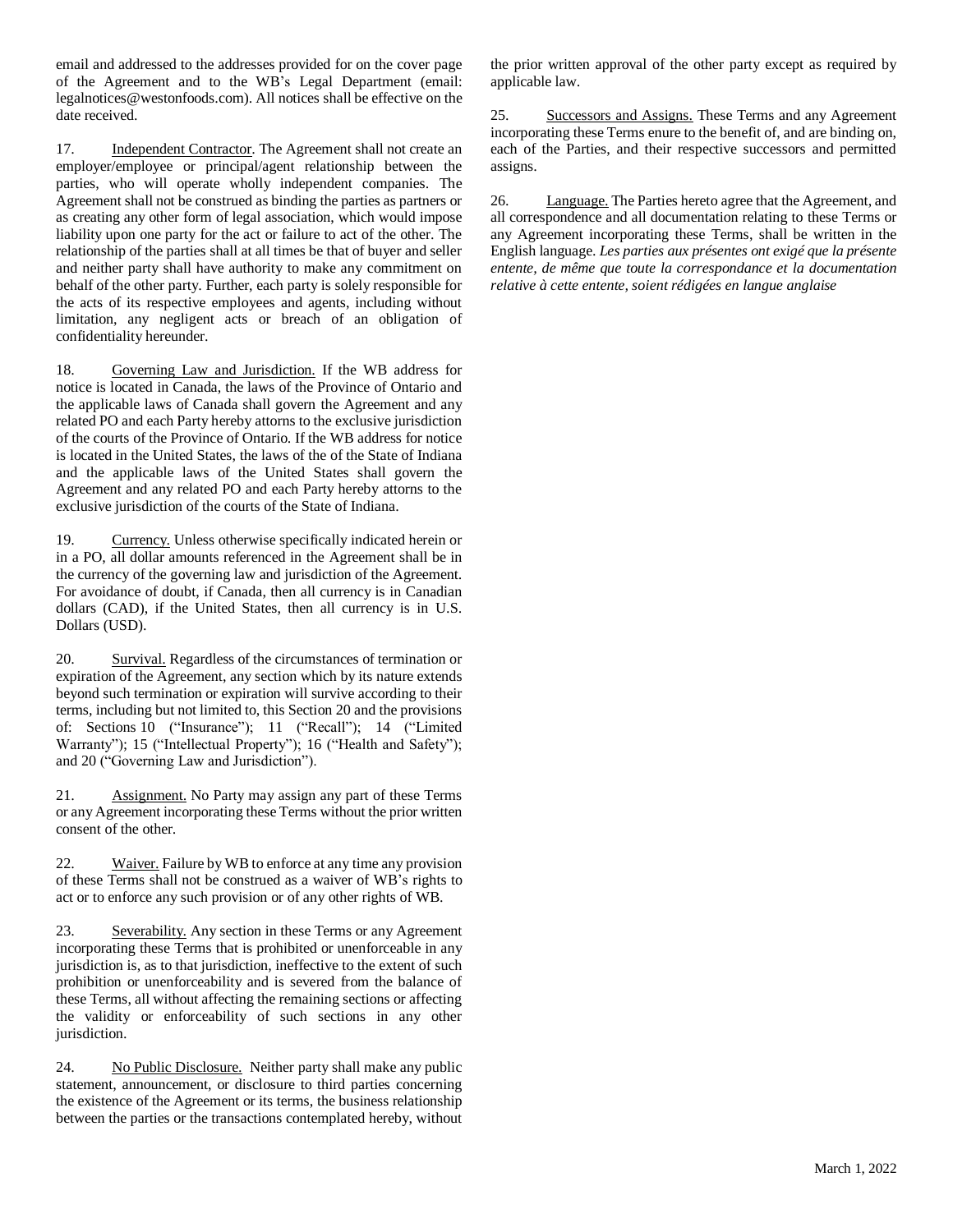email and addressed to the addresses provided for on the cover page of the Agreement and to the WB's Legal Department (email: legalnotices@westonfoods.com). All notices shall be effective on the date received.

17. Independent Contractor. The Agreement shall not create an employer/employee or principal/agent relationship between the parties, who will operate wholly independent companies. The Agreement shall not be construed as binding the parties as partners or as creating any other form of legal association, which would impose liability upon one party for the act or failure to act of the other. The relationship of the parties shall at all times be that of buyer and seller and neither party shall have authority to make any commitment on behalf of the other party. Further, each party is solely responsible for the acts of its respective employees and agents, including without limitation, any negligent acts or breach of an obligation of confidentiality hereunder.

18. Governing Law and Jurisdiction. If the WB address for notice is located in Canada, the laws of the Province of Ontario and the applicable laws of Canada shall govern the Agreement and any related PO and each Party hereby attorns to the exclusive jurisdiction of the courts of the Province of Ontario. If the WB address for notice is located in the United States, the laws of the of the State of Indiana and the applicable laws of the United States shall govern the Agreement and any related PO and each Party hereby attorns to the exclusive jurisdiction of the courts of the State of Indiana.

19. Currency. Unless otherwise specifically indicated herein or in a PO, all dollar amounts referenced in the Agreement shall be in the currency of the governing law and jurisdiction of the Agreement. For avoidance of doubt, if Canada, then all currency is in Canadian dollars (CAD), if the United States, then all currency is in U.S. Dollars (USD).

20. Survival. Regardless of the circumstances of termination or expiration of the Agreement, any section which by its nature extends beyond such termination or expiration will survive according to their terms, including but not limited to, this Section 20 and the provisions of: Sections 10 ("Insurance"); 11 ("Recall"); 14 ("Limited Warranty"); 15 ("Intellectual Property"); 16 ("Health and Safety"); and 20 ("Governing Law and Jurisdiction").

21. Assignment. No Party may assign any part of these Terms or any Agreement incorporating these Terms without the prior written consent of the other.

22. Waiver. Failure by WB to enforce at any time any provision of these Terms shall not be construed as a waiver of WB's rights to act or to enforce any such provision or of any other rights of WB.

23. Severability. Any section in these Terms or any Agreement incorporating these Terms that is prohibited or unenforceable in any jurisdiction is, as to that jurisdiction, ineffective to the extent of such prohibition or unenforceability and is severed from the balance of these Terms, all without affecting the remaining sections or affecting the validity or enforceability of such sections in any other jurisdiction.

24. No Public Disclosure. Neither party shall make any public statement, announcement, or disclosure to third parties concerning the existence of the Agreement or its terms, the business relationship between the parties or the transactions contemplated hereby, without the prior written approval of the other party except as required by applicable law.

25. Successors and Assigns. These Terms and any Agreement incorporating these Terms enure to the benefit of, and are binding on, each of the Parties, and their respective successors and permitted assigns.

26. Language. The Parties hereto agree that the Agreement, and all correspondence and all documentation relating to these Terms or any Agreement incorporating these Terms, shall be written in the English language. *Les parties aux présentes ont exigé que la présente entente, de même que toute la correspondance et la documentation relative à cette entente, soient rédigées en langue anglaise*

March 1, 2022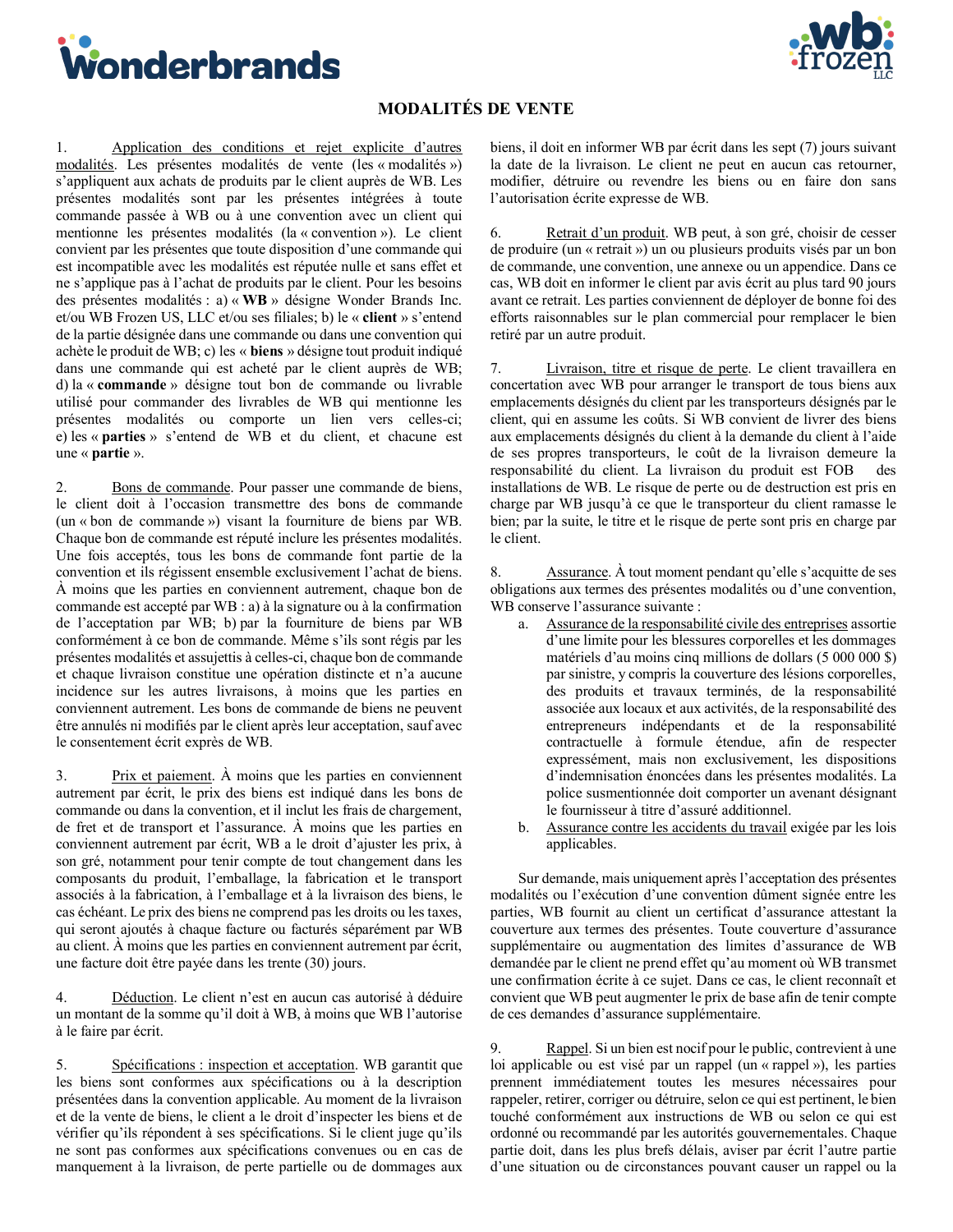# MODALITÉS DE VENTE

1. Application des conditions et rejet explicite d'autres modalités. Les présentes modalités de vente (les « modalités ») s'appliquent aux achats de produits par le client auprès de WB. Les présentes modalités sont par les présentes intégrées à toute commande passée à WB ou à une convention avec un client qui mentionne les présentes modalités (la « convention »). Le client convient par les présentes que toute disposition d'une commande qui est incompatible avec les modalités est réputée nulle et sans effet et ne s'applique pas à l'achat de produits par le client. Pour les besoins des présentes modalités : a) « **WB** » désigne Wonder Brands Inc. et/ou WB Frozen US, LLC et/ou ses filiales; b) le « **client** » s'entend de la partie désignée dans une commande ou dans une convention qui achète le produit de WB; c) les « **biens** » désigne tout produit indiqué dans une commande qui est acheté par le client auprès de WB; d) la « **commande** » désigne tout bon de commande ou livrable utilisé pour commander des livrables de WB qui mentionne les présentes modalités ou comporte un lien vers celles-ci; e) les « **parties** » s'entend de WB et du client, et chacune est une « **partie** ».

2. Bons de commande. Pour passer une commande de biens, le client doit à l'occasion transmettre des bons de commande (un « bon de commande ») visant la fourniture de biens par WB. Chaque bon de commande est réputé inclure les présentes modalités. Une fois acceptés, tous les bons de commande font partie de la convention et ils régissent ensemble exclusivement l'achat de biens. À moins que les parties en conviennent autrement, chaque bon de commande est accepté par WB : a) à la signature ou à la confirmation de l'acceptation par WB; b) par la fourniture de biens par WB conformément à ce bon de commande. Même s'ils sont régis par les présentes modalités et assujettis à celles-ci, chaque bon de commande et chaque livraison constitue une opération distincte et n'a aucune incidence sur les autres livraisons, à moins que les parties en conviennent autrement. Les bons de commande de biens ne peuvent être annulés ni modifiés par le client après leur acceptation, sauf avec le consentement écrit exprès de WB.

3. Prix et paiement. À moins que les parties en conviennent autrement par écrit, le prix des biens est indiqué dans les bons de commande ou dans la convention, et il inclut les frais de chargement, de fret et de transport et l'assurance. À moins que les parties en conviennent autrement par écrit, WB a le droit d'ajuster les prix, à son gré, notamment pour tenir compte de tout changement dans les composants du produit, l'emballage, la fabrication et le transport associés à la fabrication, à l'emballage et à la livraison des biens, le cas échéant. Le prix des biens ne comprend pas les droits ou les taxes, qui seront ajoutés à chaque facture ou facturés séparément par WB au client. À moins que les parties en conviennent autrement par écrit, une facture doit être payée dans les trente (30) jours.

4. Déduction. Le client n'est en aucun cas autorisé à déduire un montant de la somme qu'il doit à WB, à moins que WB l'autorise à le faire par écrit.

5. Spécifications : inspection et acceptation. WB garantit que les biens sont conformes aux spécifications ou à la description présentées dans la convention applicable. Au moment de la livraison et de la vente de biens, le client a le droit d'inspecter les biens et de vérifier qu'ils répondent à ses spécifications. Si le client juge qu'ils ne sont pas conformes aux spécifications convenues ou en cas de manquement à la livraison, de perte partielle ou de dommages aux biens, il doit en informer WB par écrit dans les sept (7) jours suivant la date de la livraison. Le client ne peut en aucun cas retourner, modifier, détruire ou revendre les biens ou en faire don sans l'autorisation écrite expresse de WB.

6. Retrait d'un produit. WB peut, à son gré, choisir de cesser de produire (un « retrait ») un ou plusieurs produits visés par un bon de commande, une convention, une annexe ou un appendice. Dans ce cas, WB doit en informer le client par avis écrit au plus tard 90 jours avant ce retrait. Les parties conviennent de déployer de bonne foi des efforts raisonnables sur le plan commercial pour remplacer le bien retiré par un autre produit.

7. Livraison, titre et risque de perte. Le client travaillera en concertation avec WB pour arranger le transport de tous biens aux emplacements désignés du client par les transporteurs désignés par le client, qui en assume les coûts. Si WB convient de livrer des biens aux emplacements désignés du client à la demande du client à l'aide de ses propres transporteurs, le coût de la livraison demeure la responsabilité du client. La livraison du produit est FOB des installations de WB. Le risque de perte ou de destruction est pris en charge par WB jusqu'à ce que le transporteur du client ramasse le bien; par la suite, le titre et le risque de perte sont pris en charge par le client.

8. Assurance. À tout moment pendant qu'elle s'acquitte de ses obligations aux termes des présentes modalités ou d'une convention, WB conserve l'assurance suivante :

   a. Assurance de la responsabilité civile des entreprises assortie d'une limite pour les blessures corporelles et les dommages matériels d'au moins cinq millions de dollars (5 000 000 $) par sinistre, y compris la couverture des lésions corporelles, des produits et travaux terminés, de la responsabilité associée aux locaux et aux activités, de la responsabilité des entrepreneurs indépendants et de la responsabilité contractuelle à formule étendue, afin de respecter expressément, mais non exclusivement, les dispositions d'indemnisation énoncées dans les présentes modalités. La police susmentionnée doit comporter un avenant désignant le fournisseur à titre d'assuré additionnel.
   b. Assurance contre les accidents du travail exigée par les lois applicables.

Sur demande, mais uniquement après l'acceptation des présentes modalités ou l'exécution d'une convention dûment signée entre les parties, WB fournit au client un certificat d'assurance attestant la couverture aux termes des présentes. Toute couverture d'assurance supplémentaire ou augmentation des limites d'assurance de WB demandée par le client ne prend effet qu'au moment où WB transmet une confirmation écrite à ce sujet. Dans ce cas, le client reconnaît et convient que WB peut augmenter le prix de base afin de tenir compte de ces demandes d'assurance supplémentaire.

9. Rappel. Si un bien est nocif pour le public, contrevient à une loi applicable ou est visé par un rappel (un « rappel »), les parties prennent immédiatement toutes les mesures nécessaires pour rappeler, retirer, corriger ou détruire, selon ce qui est pertinent, le bien touché conformément aux instructions de WB ou selon ce qui est ordonné ou recommandé par les autorités gouvernementales. Chaque partie doit, dans les plus brefs délais, aviser par écrit l'autre partie d'une situation ou de circonstances pouvant causer un rappel ou la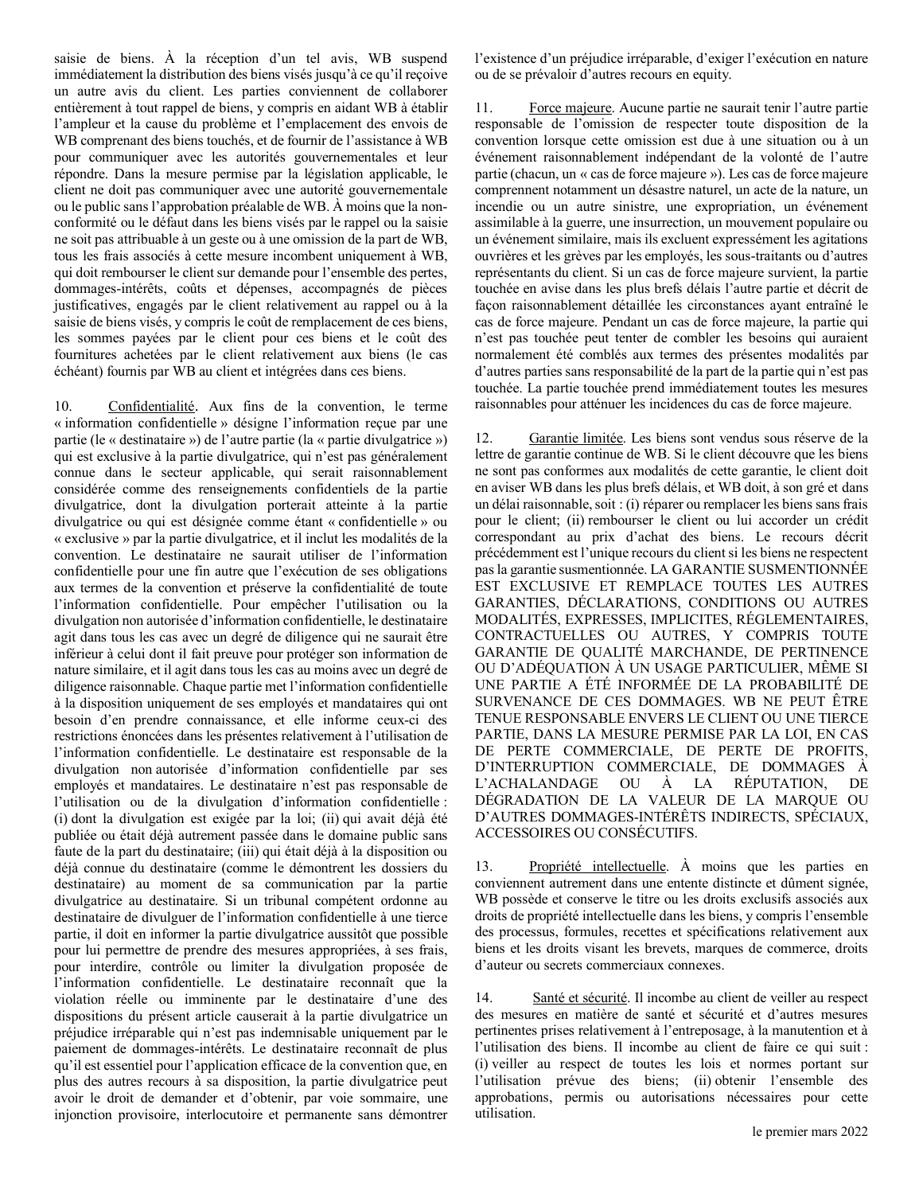saisie de biens. À la réception d'un tel avis, WB suspend immédiatement la distribution des biens visés jusqu'à ce qu'il reçoive un autre avis du client. Les parties conviennent de collaborer entièrement à tout rappel de biens, y compris en aidant WB à établir l'ampleur et la cause du problème et l'emplacement des envois de WB comprenant des biens touchés, et de fournir de l'assistance à WB pour communiquer avec les autorités gouvernementales et leur répondre. Dans la mesure permise par la législation applicable, le client ne doit pas communiquer avec une autorité gouvernementale ou le public sans l'approbation préalable de WB. À moins que la non-conformité ou le défaut dans les biens visés par le rappel ou la saisie ne soit pas attribuable à un geste ou à une omission de la part de WB, tous les frais associés à cette mesure incombent uniquement à WB, qui doit rembourser le client sur demande pour l'ensemble des pertes, dommages-intérêts, coûts et dépenses, accompagnés de pièces justificatives, engagés par le client relativement au rappel ou à la saisie de biens visés, y compris le coût de remplacement de ces biens, les sommes payées par le client pour ces biens et le coût des fournitures achetées par le client relativement aux biens (le cas échéant) fournis par WB au client et intégrées dans ces biens.

10. Confidentialité. Aux fins de la convention, le terme « information confidentielle » désigne l'information reçue par une partie (le « destinataire ») de l'autre partie (la « partie divulgatrice ») qui est exclusive à la partie divulgatrice, qui n'est pas généralement connue dans le secteur applicable, qui serait raisonnablement considérée comme des renseignements confidentiels de la partie divulgatrice, dont la divulgation porterait atteinte à la partie divulgatrice ou qui est désignée comme étant « confidentielle » ou « exclusive » par la partie divulgatrice, et il inclut les modalités de la convention. Le destinataire ne saurait utiliser de l'information confidentielle pour une fin autre que l'exécution de ses obligations aux termes de la convention et préserve la confidentialité de toute l'information confidentielle. Pour empêcher l'utilisation ou la divulgation non autorisée d'information confidentielle, le destinataire agit dans tous les cas avec un degré de diligence qui ne saurait être inférieur à celui dont il fait preuve pour protéger son information de nature similaire, et il agit dans tous les cas au moins avec un degré de diligence raisonnable. Chaque partie met l'information confidentielle à la disposition uniquement de ses employés et mandataires qui ont besoin d'en prendre connaissance, et elle informe ceux-ci des restrictions énoncées dans les présentes relativement à l'utilisation de l'information confidentielle. Le destinataire est responsable de la divulgation non autorisée d'information confidentielle par ses employés et mandataires. Le destinataire n'est pas responsable de l'utilisation ou de la divulgation d'information confidentielle : (i) dont la divulgation est exigée par la loi; (ii) qui avait déjà été publiée ou était déjà autrement passée dans le domaine public sans faute de la part du destinataire; (iii) qui était déjà à la disposition ou déjà connue du destinataire (comme le démontrent les dossiers du destinataire) au moment de sa communication par la partie divulgatrice au destinataire. Si un tribunal compétent ordonne au destinataire de divulguer de l'information confidentielle à une tierce partie, il doit en informer la partie divulgatrice aussitôt que possible pour lui permettre de prendre des mesures appropriées, à ses frais, pour interdire, contrôle ou limiter la divulgation proposée de l'information confidentielle. Le destinataire reconnaît que la violation réelle ou imminente par le destinataire d'une des dispositions du présent article causerait à la partie divulgatrice un préjudice irréparable qui n'est pas indemnisable uniquement par le paiement de dommages-intérêts. Le destinataire reconnaît de plus qu'il est essentiel pour l'application efficace de la convention que, en plus des autres recours à sa disposition, la partie divulgatrice peut avoir le droit de demander et d'obtenir, par voie sommaire, une injonction provisoire, interlocutoire et permanente sans démontrer l'existence d'un préjudice irréparable, d'exiger l'exécution en nature ou de se prévaloir d'autres recours en equity.

11. Force majeure. Aucune partie ne saurait tenir l'autre partie responsable de l'omission de respecter toute disposition de la convention lorsque cette omission est due à une situation ou à un événement raisonnablement indépendant de la volonté de l'autre partie (chacun, un « cas de force majeure »). Les cas de force majeure comprennent notamment un désastre naturel, un acte de la nature, un incendie ou un autre sinistre, une expropriation, un événement assimilable à la guerre, une insurrection, un mouvement populaire ou un événement similaire, mais ils excluent expressément les agitations ouvrières et les grèves par les employés, les sous-traitants ou d'autres représentants du client. Si un cas de force majeure survient, la partie touchée en avise dans les plus brefs délais l'autre partie et décrit de façon raisonnablement détaillée les circonstances ayant entraîné le cas de force majeure. Pendant un cas de force majeure, la partie qui n'est pas touchée peut tenter de combler les besoins qui auraient normalement été comblés aux termes des présentes modalités par d'autres parties sans responsabilité de la part de la partie qui n'est pas touchée. La partie touchée prend immédiatement toutes les mesures raisonnables pour atténuer les incidences du cas de force majeure.

12. Garantie limitée. Les biens sont vendus sous réserve de la lettre de garantie continue de WB. Si le client découvre que les biens ne sont pas conformes aux modalités de cette garantie, le client doit en aviser WB dans les plus brefs délais, et WB doit, à son gré et dans un délai raisonnable, soit : (i) réparer ou remplacer les biens sans frais pour le client; (ii) rembourser le client ou lui accorder un crédit correspondant au prix d'achat des biens. Le recours décrit précédemment est l'unique recours du client si les biens ne respectent pas la garantie susmentionnée. LA GARANTIE SUSMENTIONNÉE EST EXCLUSIVE ET REMPLACE TOUTES LES AUTRES GARANTIES, DÉCLARATIONS, CONDITIONS OU AUTRES MODALITÉS, EXPRESSES, IMPLICITES, RÉGLEMENTAIRES, CONTRACTUELLES OU AUTRES, Y COMPRIS TOUTE GARANTIE DE QUALITÉ MARCHANDE, DE PERTINENCE OU D'ADÉQUATION À UN USAGE PARTICULIER, MÊME SI UNE PARTIE A ÉTÉ INFORMÉE DE LA PROBABILITÉ DE SURVENANCE DE CES DOMMAGES. WB NE PEUT ÊTRE TENUE RESPONSABLE ENVERS LE CLIENT OU UNE TIERCE PARTIE, DANS LA MESURE PERMISE PAR LA LOI, EN CAS DE PERTE COMMERCIALE, DE PERTE DE PROFITS, D'INTERRUPTION COMMERCIALE, DE DOMMAGES À L'ACHALANDAGE OU À LA RÉPUTATION, DE DÉGRADATION DE LA VALEUR DE LA MARQUE OU D'AUTRES DOMMAGES-INTÉRÊTS INDIRECTS, SPÉCIAUX, ACCESSOIRES OU CONSÉCUTIFS.

13. Propriété intellectuelle. À moins que les parties en conviennent autrement dans une entente distincte et dûment signée, WB possède et conserve le titre ou les droits exclusifs associés aux droits de propriété intellectuelle dans les biens, y compris l'ensemble des processus, formules, recettes et spécifications relativement aux biens et les droits visant les brevets, marques de commerce, droits d'auteur ou secrets commerciaux connexes.

14. Santé et sécurité. Il incombe au client de veiller au respect des mesures en matière de santé et sécurité et d'autres mesures pertinentes prises relativement à l'entreposage, à la manutention et à l'utilisation des biens. Il incombe au client de faire ce qui suit : (i) veiller au respect de toutes les lois et normes portant sur l'utilisation prévue des biens; (ii) obtenir l'ensemble des approbations, permis ou autorisations nécessaires pour cette utilisation.

le premier mars 2022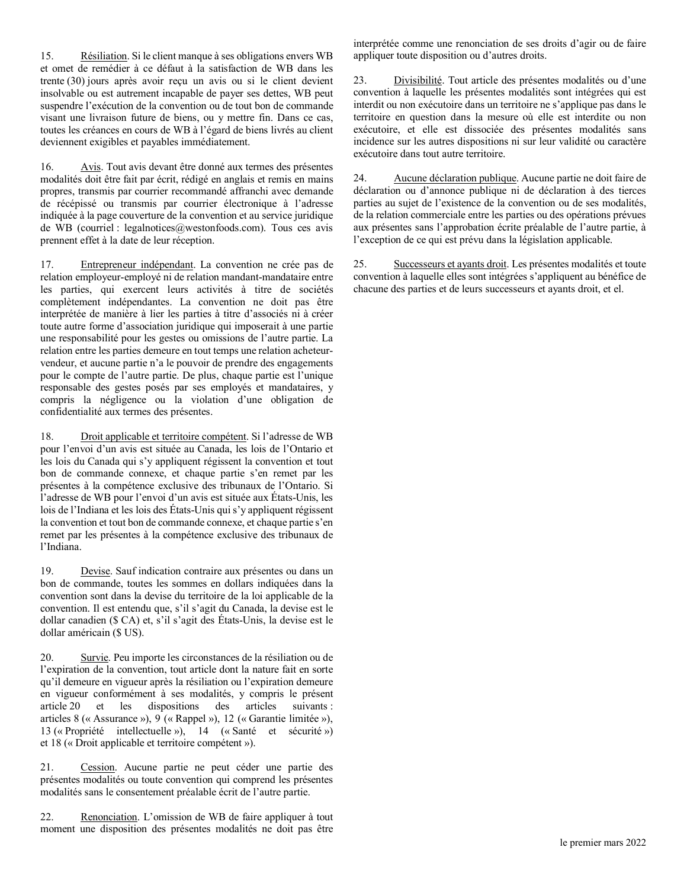15. Résiliation. Si le client manque à ses obligations envers WB et omet de remédier à ce défaut à la satisfaction de WB dans les trente (30) jours après avoir reçu un avis ou si le client devient insolvable ou est autrement incapable de payer ses dettes, WB peut suspendre l'exécution de la convention ou de tout bon de commande visant une livraison future de biens, ou y mettre fin. Dans ce cas, toutes les créances en cours de WB à l'égard de biens livrés au client deviennent exigibles et payables immédiatement.

16. Avis. Tout avis devant être donné aux termes des présentes modalités doit être fait par écrit, rédigé en anglais et remis en mains propres, transmis par courrier recommandé affranchi avec demande de récépissé ou transmis par courrier électronique à l'adresse indiquée à la page couverture de la convention et au service juridique de WB (courriel : legalnotices@westonfoods.com). Tous ces avis prennent effet à la date de leur réception.

17. Entrepreneur indépendant. La convention ne crée pas de relation employeur-employé ni de relation mandant-mandataire entre les parties, qui exercent leurs activités à titre de sociétés complètement indépendantes. La convention ne doit pas être interprétée de manière à lier les parties à titre d'associés ni à créer toute autre forme d'association juridique qui imposerait à une partie une responsabilité pour les gestes ou omissions de l'autre partie. La relation entre les parties demeure en tout temps une relation acheteur-vendeur, et aucune partie n'a le pouvoir de prendre des engagements pour le compte de l'autre partie. De plus, chaque partie est l'unique responsable des gestes posés par ses employés et mandataires, y compris la négligence ou la violation d'une obligation de confidentialité aux termes des présentes.

18. Droit applicable et territoire compétent. Si l'adresse de WB pour l'envoi d'un avis est située au Canada, les lois de l'Ontario et les lois du Canada qui s'y appliquent régissent la convention et tout bon de commande connexe, et chaque partie s'en remet par les présentes à la compétence exclusive des tribunaux de l'Ontario. Si l'adresse de WB pour l'envoi d'un avis est située aux États-Unis, les lois de l'Indiana et les lois des États-Unis qui s'y appliquent régissent la convention et tout bon de commande connexe, et chaque partie s'en remet par les présentes à la compétence exclusive des tribunaux de l'Indiana.

19. Devise. Sauf indication contraire aux présentes ou dans un bon de commande, toutes les sommes en dollars indiquées dans la convention sont dans la devise du territoire de la loi applicable de la convention. Il est entendu que, s'il s'agit du Canada, la devise est le dollar canadien ($ CA) et, s'il s'agit des États-Unis, la devise est le dollar américain ($ US).

20. Survie. Peu importe les circonstances de la résiliation ou de l'expiration de la convention, tout article dont la nature fait en sorte qu'il demeure en vigueur après la résiliation ou l'expiration demeure en vigueur conformément à ses modalités, y compris le présent article 20 et les dispositions des articles suivants : articles 8 (« Assurance »), 9 (« Rappel »), 12 (« Garantie limitée »), 13 (« Propriété intellectuelle »), 14 (« Santé et sécurité ») et 18 (« Droit applicable et territoire compétent »).

21. Cession. Aucune partie ne peut céder une partie des présentes modalités ou toute convention qui comprend les présentes modalités sans le consentement préalable écrit de l'autre partie.

22. Renonciation. L'omission de WB de faire appliquer à tout moment une disposition des présentes modalités ne doit pas être interprétée comme une renonciation de ses droits d'agir ou de faire appliquer toute disposition ou d'autres droits.

23. Divisibilité. Tout article des présentes modalités ou d'une convention à laquelle les présentes modalités sont intégrées qui est interdit ou non exécutoire dans un territoire ne s'applique pas dans le territoire en question dans la mesure où elle est interdite ou non exécutoire, et elle est dissociée des présentes modalités sans incidence sur les autres dispositions ni sur leur validité ou caractère exécutoire dans tout autre territoire.

24. Aucune déclaration publique. Aucune partie ne doit faire de déclaration ou d'annonce publique ni de déclaration à des tierces parties au sujet de l'existence de la convention ou de ses modalités, de la relation commerciale entre les parties ou des opérations prévues aux présentes sans l'approbation écrite préalable de l'autre partie, à l'exception de ce qui est prévu dans la législation applicable.

25. Successeurs et ayants droit. Les présentes modalités et toute convention à laquelle elles sont intégrées s'appliquent au bénéfice de chacune des parties et de leurs successeurs et ayants droit, et el.

le premier mars 2022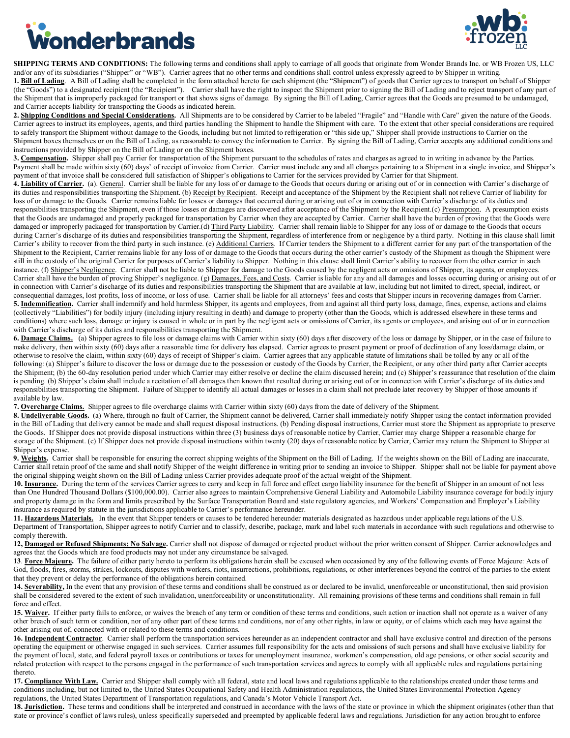**SHIPPING TERMS AND CONDITIONS:** The following terms and conditions shall apply to carriage of all goods that originate from Wonder Brands Inc. or WB Frozen US, LLC and/or any of its subsidiaries ("Shipper" or "WB"). Carrier agrees that no other terms and conditions shall control unless expressly agreed to by Shipper in writing.

**1. Bill of Lading**. A Bill of Lading shall be completed in the form attached hereto for each shipment (the "Shipment") of goods that Carrier agrees to transport on behalf of Shipper (the "Goods") to a designated recipient (the "Recipient"). Carrier shall have the right to inspect the Shipment prior to signing the Bill of Lading and to reject transport of any part of the Shipment that is improperly packaged for transport or that shows signs of damage. By signing the Bill of Lading, Carrier agrees that the Goods are presumed to be undamaged, and Carrier accepts liability for transporting the Goods as indicated herein.

**2. Shipping Conditions and Special Considerations.** All Shipments are to be considered by Carrier to be labeled "Fragile" and "Handle with Care" given the nature of the Goods. Carrier agrees to instruct its employees, agents, and third parties handling the Shipment to handle the Shipment with care. To the extent that other special considerations are required to safely transport the Shipment without damage to the Goods, including but not limited to refrigeration or "this side up," Shipper shall provide instructions to Carrier on the Shipment boxes themselves or on the Bill of Lading, as reasonable to convey the information to Carrier. By signing the Bill of Lading, Carrier accepts any additional conditions and instructions provided by Shipper on the Bill of Lading or on the Shipment boxes.

**3. Compensation.** Shipper shall pay Carrier for transportation of the Shipment pursuant to the schedules of rates and charges as agreed to in writing in advance by the Parties. Payment shall be made within sixty (60) days' of receipt of invoice from Carrier. Carrier must include any and all charges pertaining to a Shipment in a single invoice, and Shipper's payment of that invoice shall be considered full satisfaction of Shipper's obligations to Carrier for the services provided by Carrier for that Shipment.

**4. Liability of Carrier.** (a). General. Carrier shall be liable for any loss of or damage to the Goods that occurs during or arising out of or in connection with Carrier's discharge of its duties and responsibilities transporting the Shipment. (b) Receipt by Recipient. Receipt and acceptance of the Shipment by the Recipient shall not relieve Carrier of liability for loss of or damage to the Goods. Carrier remains liable for losses or damages that occurred during or arising out of or in connection with Carrier's discharge of its duties and responsibilities transporting the Shipment, even if those losses or damages are discovered after acceptance of the Shipment by the Recipient.(c) Presumption. A presumption exists that the Goods are undamaged and properly packaged for transportation by Carrier when they are accepted by Carrier. Carrier shall have the burden of proving that the Goods were damaged or improperly packaged for transportation by Carrier.(d) Third Party Liability. Carrier shall remain liable to Shipper for any loss of or damage to the Goods that occurs during Carrier's discharge of its duties and responsibilities transporting the Shipment, regardless of interference from or negligence by a third party. Nothing in this clause shall limit Carrier's ability to recover from the third party in such instance. (e) Additional Carriers. If Carrier tenders the Shipment to a different carrier for any part of the transportation of the Shipment to the Recipient, Carrier remains liable for any loss of or damage to the Goods that occurs during the other carrier's custody of the Shipment as though the Shipment were still in the custody of the original Carrier for purposes of Carrier's liability to Shipper. Nothing in this clause shall limit Carrier's ability to recover from the other carrier in such instance. (f) Shipper's Negligence. Carrier shall not be liable to Shipper for damage to the Goods caused by the negligent acts or omissions of Shipper, its agents, or employees. Carrier shall have the burden of proving Shipper's negligence. (g) Damages, Fees, and Costs. Carrier is liable for any and all damages and losses occurring during or arising out of or in connection with Carrier's discharge of its duties and responsibilities transporting the Shipment that are available at law, including but not limited to direct, special, indirect, or consequential damages, lost profits, loss of income, or loss of use. Carrier shall be liable for all attorneys' fees and costs that Shipper incurs in recovering damages from Carrier.

**5. Indemnification.** Carrier shall indemnify and hold harmless Shipper, its agents and employees, from and against all third party loss, damage, fines, expense, actions and claims (collectively "Liabilities") for bodily injury (including injury resulting in death) and damage to property (other than the Goods, which is addressed elsewhere in these terms and conditions) where such loss, damage or injury is caused in whole or in part by the negligent acts or omissions of Carrier, its agents or employees, and arising out of or in connection with Carrier's discharge of its duties and responsibilities transporting the Shipment.

**6. Damage Claims.** (a) Shipper agrees to file loss or damage claims with Carrier within sixty (60) days after discovery of the loss or damage by Shipper, or in the case of failure to make delivery, then within sixty (60) days after a reasonable time for delivery has elapsed. Carrier agrees to present payment or proof of declination of any loss/damage claim, or otherwise to resolve the claim, within sixty (60) days of receipt of Shipper's claim. Carrier agrees that any applicable statute of limitations shall be tolled by any or all of the following: (a) Shipper's failure to discover the loss or damage due to the possession or custody of the Goods by Carrier, the Recipient, or any other third party after Carrier accepts the Shipment; (b) the 60-day resolution period under which Carrier may either resolve or decline the claim discussed herein; and (c) Shipper's reassurance that resolution of the claim is pending. (b) Shipper's claim shall include a recitation of all damages then known that resulted during or arising out of or in connection with Carrier's discharge of its duties and responsibilities transporting the Shipment. Failure of Shipper to identify all actual damages or losses in a claim shall not preclude later recovery by Shipper of those amounts if available by law.

**7. Overcharge Claims.** Shipper agrees to file overcharge claims with Carrier within sixty (60) days from the date of delivery of the Shipment.

**8. Undeliverable Goods.** (a) Where, through no fault of Carrier, the Shipment cannot be delivered, Carrier shall immediately notify Shipper using the contact information provided in the Bill of Lading that delivery cannot be made and shall request disposal instructions. (b) Pending disposal instructions, Carrier must store the Shipment as appropriate to preserve the Goods. If Shipper does not provide disposal instructions within three (3) business days of reasonable notice by Carrier, Carrier may charge Shipper a reasonable charge for storage of the Shipment. (c) If Shipper does not provide disposal instructions within twenty (20) days of reasonable notice by Carrier, Carrier may return the Shipment to Shipper at Shipper's expense.

**9. Weights.** Carrier shall be responsible for ensuring the correct shipping weights of the Shipment on the Bill of Lading. If the weights shown on the Bill of Lading are inaccurate, Carrier shall retain proof of the same and shall notify Shipper of the weight difference in writing prior to sending an invoice to Shipper. Shipper shall not be liable for payment above the original shipping weight shown on the Bill of Lading unless Carrier provides adequate proof of the actual weight of the Shipment.

**10. Insurance.** During the term of the services Carrier agrees to carry and keep in full force and effect cargo liability insurance for the benefit of Shipper in an amount of not less than One Hundred Thousand Dollars ($100,000.00). Carrier also agrees to maintain Comprehensive General Liability and Automobile Liability insurance coverage for bodily injury and property damage in the form and limits prescribed by the Surface Transportation Board and state regulatory agencies, and Workers' Compensation and Employer's Liability insurance as required by statute in the jurisdictions applicable to Carrier's performance hereunder.

**11. Hazardous Materials.** In the event that Shipper tenders or causes to be tendered hereunder materials designated as hazardous under applicable regulations of the U.S. Department of Transportation, Shipper agrees to notify Carrier and to classify, describe, package, mark and label such materials in accordance with such regulations and otherwise to comply therewith.

**12, Damaged or Refused Shipments; No Salvage.** Carrier shall not dispose of damaged or rejected product without the prior written consent of Shipper. Carrier acknowledges and agrees that the Goods which are food products may not under any circumstance be salvaged.

**13. Force Majeure.** The failure of either party hereto to perform its obligations herein shall be excused when occasioned by any of the following events of Force Majeure: Acts of God, floods, fires, storms, strikes, lockouts, disputes with workers, riots, insurrections, prohibitions, regulations, or other interferences beyond the control of the parties to the extent that they prevent or delay the performance of the obligations herein contained.

**14. Severability,** In the event that any provision of these terms and conditions shall be construed as or declared to be invalid, unenforceable or unconstitutional, then said provision shall be considered severed to the extent of such invalidation, unenforceability or unconstitutionality. All remaining provisions of these terms and conditions shall remain in full force and effect.

**15. Waiver.** If either party fails to enforce, or waives the breach of any term or condition of these terms and conditions, such action or inaction shall not operate as a waiver of any other breach of such term or condition, nor of any other part of these terms and conditions, nor of any other rights, in law or equity, or of claims which each may have against the other arising out of, connected with or related to these terms and conditions.

**16. Independent Contractor**. Carrier shall perform the transportation services hereunder as an independent contractor and shall have exclusive control and direction of the persons operating the equipment or otherwise engaged in such services. Carrier assumes full responsibility for the acts and omissions of such persons and shall have exclusive liability for the payment of local, state, and federal payroll taxes or contributions or taxes for unemployment insurance, workmen's compensation, old age pensions, or other social security and related protection with respect to the persons engaged in the performance of such transportation services and agrees to comply with all applicable rules and regulations pertaining thereto.

**17. Compliance With Law.** Carrier and Shipper shall comply with all federal, state and local laws and regulations applicable to the relationships created under these terms and conditions including, but not limited to, the United States Occupational Safety and Health Administration regulations, the United States Environmental Protection Agency regulations, the United States Department of Transportation regulations, and Canada's Motor Vehicle Transport Act.

**18. Jurisdiction.** These terms and conditions shall be interpreted and construed in accordance with the laws of the state or province in which the shipment originates (other than that state or province's conflict of laws rules), unless specifically superseded and preempted by applicable federal laws and regulations. Jurisdiction for any action brought to enforce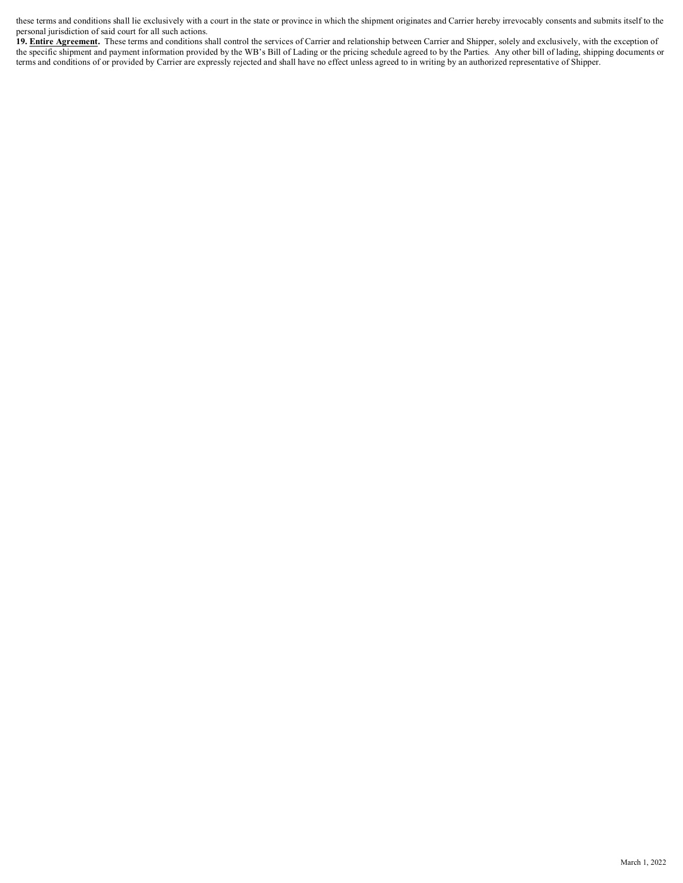these terms and conditions shall lie exclusively with a court in the state or province in which the shipment originates and Carrier hereby irrevocably consents and submits itself to the personal jurisdiction of said court for all such actions.

**19. Entire Agreement.** These terms and conditions shall control the services of Carrier and relationship between Carrier and Shipper, solely and exclusively, with the exception of the specific shipment and payment information provided by the WB's Bill of Lading or the pricing schedule agreed to by the Parties. Any other bill of lading, shipping documents or terms and conditions of or provided by Carrier are expressly rejected and shall have no effect unless agreed to in writing by an authorized representative of Shipper.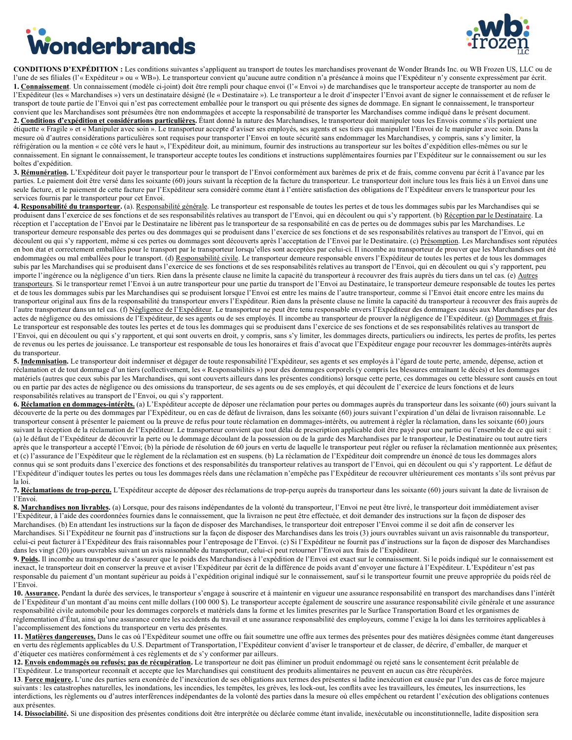**CONDITIONS D'EXPÉDITION :** Les conditions suivantes s'appliquent au transport de toutes les marchandises provenant de Wonder Brands Inc. ou WB Frozen US, LLC ou de l'une de ses filiales (l'« Expéditeur » ou « WB»). Le transporteur convient qu'aucune autre condition n'a préséance à moins que l'Expéditeur n'y consente expressément par écrit.

**1. Connaissement**. Un connaissement (modèle ci-joint) doit être rempli pour chaque envoi (l'« Envoi ») de marchandises que le transporteur accepte de transporter au nom de l'Expéditeur (les « Marchandises ») vers un destinataire désigné (le « Destinataire »). Le transporteur a le droit d'inspecter l'Envoi avant de signer le connaissement et de refuser le transport de toute partie de l'Envoi qui n'est pas correctement emballée pour le transport ou qui présente des signes de dommage. En signant le connaissement, le transporteur convient que les Marchandises sont présumées être non endommagées et accepte la responsabilité de transporter les Marchandises comme indiqué dans le présent document.

**2. Conditions d'expédition et considérations particulières.** Étant donné la nature des Marchandises, le transporteur doit manipuler tous les Envois comme s'ils portaient une étiquette « Fragile » et « Manipuler avec soin ». Le transporteur accepte d'aviser ses employés, ses agents et ses tiers qui manipulent l'Envoi de le manipuler avec soin. Dans la mesure où d'autres considérations particulières sont requises pour transporter l'Envoi en toute sécurité sans endommager les Marchandises, y compris, sans s'y limiter, la réfrigération ou la mention « ce côté vers le haut », l'Expéditeur doit, au minimum, fournir des instructions au transporteur sur les boîtes d'expédition elles-mêmes ou sur le connaissement. En signant le connaissement, le transporteur accepte toutes les conditions et instructions supplémentaires fournies par l'Expéditeur sur le connaissement ou sur les boîtes d'expédition.

**3. Rémunération.** L'Expéditeur doit payer le transporteur pour le transport de l'Envoi conformément aux barèmes de prix et de frais, comme convenu par écrit à l'avance par les parties. Le paiement doit être versé dans les soixante (60) jours suivant la réception de la facture du transporteur. Le transporteur doit inclure tous les frais liés à un Envoi dans une seule facture, et le paiement de cette facture par l'Expéditeur sera considéré comme étant à l'entière satisfaction des obligations de l'Expéditeur envers le transporteur pour les services fournis par le transporteur pour cet Envoi.

**4. Responsabilité du transporteur.** (a). Responsabilité générale. Le transporteur est responsable de toutes les pertes et de tous les dommages subis par les Marchandises qui se produisent dans l'exercice de ses fonctions et de ses responsabilités relatives au transport de l'Envoi, qui en découlent ou qui s'y rapportent. (b) Réception par le Destinataire. La réception et l'acceptation de l'Envoi par le Destinataire ne libèrent pas le transporteur de sa responsabilité en cas de pertes ou de dommages subis par les Marchandises. Le transporteur demeure responsable des pertes ou des dommages qui se produisent dans l'exercice de ses fonctions et de ses responsabilités relatives au transport de l'Envoi, qui en découlent ou qui s'y rapportent, même si ces pertes ou dommages sont découverts après l'acceptation de l'Envoi par le Destinataire. (c) Présomption. Les Marchandises sont réputées en bon état et correctement emballées pour le transport par le transporteur lorsqu'elles sont acceptées par celui-ci. Il incombe au transporteur de prouver que les Marchandises ont été endommagées ou mal emballées pour le transport. (d) Responsabilité civile. Le transporteur demeure responsable envers l'Expéditeur de toutes les pertes et de tous les dommages subis par les Marchandises qui se produisent dans l'exercice de ses fonctions et de ses responsabilités relatives au transport de l'Envoi, qui en découlent ou qui s'y rapportent, peu importe l'ingérence ou la négligence d'un tiers. Rien dans la présente clause ne limite la capacité du transporteur à recouvrer des frais auprès du tiers dans un tel cas. (e) Autres transporteurs. Si le transporteur remet l'Envoi à un autre transporteur pour une partie du transport de l'Envoi au Destinataire, le transporteur demeure responsable de toutes les pertes et de tous les dommages subis par les Marchandises qui se produisent lorsque l'Envoi est entre les mains de l'autre transporteur, comme si l'Envoi était encore entre les mains du transporteur original aux fins de la responsabilité du transporteur envers l'Expéditeur. Rien dans la présente clause ne limite la capacité du transporteur à recouvrer des frais auprès de l'autre transporteur dans un tel cas. (f) Négligence de l'Expéditeur. Le transporteur ne peut être tenu responsable envers l'Expéditeur des dommages causés aux Marchandises par des actes de négligence ou des omissions de l'Expéditeur, de ses agents ou de ses employés. Il incombe au transporteur de prouver la négligence de l'Expéditeur. (g) Dommages et frais. Le transporteur est responsable des toutes les pertes et de tous les dommages qui se produisent dans l'exercice de ses fonctions et de ses responsabilités relatives au transport de l'Envoi, qui en découlent ou qui s'y rapportent, et qui sont ouverts en droit, y compris, sans s'y limiter, les dommages directs, particuliers ou indirects, les pertes de profits, les pertes de revenus ou les pertes de jouissance. Le transporteur est responsable de tous les honoraires et frais d'avocat que l'Expéditeur engage pour recouvrer les dommages-intérêts auprès du transporteur.

**5. Indemnisation.** Le transporteur doit indemniser et dégager de toute responsabilité l'Expéditeur, ses agents et ses employés à l'égard de toute perte, amende, dépense, action et réclamation et de tout dommage d'un tiers (collectivement, les « Responsabilités ») pour des dommages corporels (y compris les blessures entraînant le décès) et les dommages matériels (autres que ceux subis par les Marchandises, qui sont couverts ailleurs dans les présentes conditions) lorsque cette perte, ces dommages ou cette blessure sont causés en tout ou en partie par des actes de négligence ou des omissions du transporteur, de ses agents ou de ses employés, et qui découlent de l'exercice de leurs fonctions et de leurs responsabilités relatives au transport de l'Envoi, ou qui s'y rapportent.

**6. Réclamation en dommages-intérêts.** (a) L'Expéditeur accepte de déposer une réclamation pour pertes ou dommages auprès du transporteur dans les soixante (60) jours suivant la découverte de la perte ou des dommages par l'Expéditeur, ou en cas de défaut de livraison, dans les soixante (60) jours suivant l'expiration d'un délai de livraison raisonnable. Le transporteur consent à présenter le paiement ou la preuve de refus pour toute réclamation en dommages-intérêts, ou autrement à régler la réclamation, dans les soixante (60) jours suivant la réception de la réclamation de l'Expéditeur. Le transporteur convient que tout délai de prescription applicable doit être payé pour une partie ou l'ensemble de ce qui suit : (a) le défaut de l'Expéditeur de découvrir la perte ou le dommage découlant de la possession ou de la garde des Marchandises par le transporteur, le Destinataire ou tout autre tiers après que le transporteur a accepté l'Envoi; (b) la période de résolution de 60 jours en vertu de laquelle le transporteur peut régler ou refuser la réclamation mentionnée aux présentes; et (c) l'assurance de l'Expéditeur que le règlement de la réclamation est en suspens. (b) La réclamation de l'Expéditeur doit comprendre un énoncé de tous les dommages alors connus qui se sont produits dans l'exercice des fonctions et des responsabilités du transporteur relatives au transport de l'Envoi, qui en découlent ou qui s'y rapportent. Le défaut de l'Expéditeur d'indiquer toutes les pertes ou tous les dommages réels dans une réclamation n'empêche pas l'Expéditeur de recouvrer ultérieurement ces montants s'ils sont prévus par la loi.

**7. Réclamations de trop-perçu.** L'Expéditeur accepte de déposer des réclamations de trop-perçu auprès du transporteur dans les soixante (60) jours suivant la date de livraison de l'Envoi.

**8. Marchandises non livrables.** (a) Lorsque, pour des raisons indépendantes de la volonté du transporteur, l'Envoi ne peut être livré, le transporteur doit immédiatement aviser l'Expéditeur, à l'aide des coordonnées fournies dans le connaissement, que la livraison ne peut être effectuée, et doit demander des instructions sur la façon de disposer des Marchandises. (b) En attendant les instructions sur la façon de disposer des Marchandises, le transporteur doit entreposer l'Envoi comme il se doit afin de conserver les Marchandises. Si l'Expéditeur ne fournit pas d'instructions sur la façon de disposer des Marchandises dans les trois (3) jours ouvrables suivant un avis raisonnable du transporteur, celui-ci peut facturer à l'Expéditeur des frais raisonnables pour l'entreposage de l'Envoi. (c) Si l'Expéditeur ne fournit pas d'instructions sur la façon de disposer des Marchandises dans les vingt (20) jours ouvrables suivant un avis raisonnable du transporteur, celui-ci peut retourner l'Envoi aux frais de l'Expéditeur.

**9. Poids.** Il incombe au transporteur de s'assurer que le poids des Marchandises à l'expédition de l'Envoi est exact sur le connaissement. Si le poids indiqué sur le connaissement est inexact, le transporteur doit en conserver la preuve et aviser l'Expéditeur par écrit de la différence de poids avant d'envoyer une facture à l'Expéditeur. L'Expéditeur n'est pas responsable du paiement d'un montant supérieur au poids à l'expédition original indiqué sur le connaissement, sauf si le transporteur fournit une preuve appropriée du poids réel de l'Envoi.

**10. Assurance.** Pendant la durée des services, le transporteur s'engage à souscrire et à maintenir en vigueur une assurance responsabilité en transport des marchandises dans l'intérêt de l'Expéditeur d'un montant d'au moins cent mille dollars (100 000 $). Le transporteur accepte également de souscrire une assurance responsabilité civile générale et une assurance responsabilité civile automobile pour les dommages corporels et matériels dans la forme et les limites prescrites par le Surface Transportation Board et les organismes de réglementation d'État, ainsi qu'une assurance contre les accidents du travail et une assurance responsabilité des employeurs, comme l'exige la loi dans les territoires applicables à l'accomplissement des fonctions du transporteur en vertu des présentes.

**11. Matières dangereuses.** Dans le cas où l'Expéditeur soumet une offre ou fait soumettre une offre aux termes des présentes pour des matières désignées comme étant dangereuses en vertu des règlements applicables du U.S. Department of Transportation, l'Expéditeur convient d'aviser le transporteur et de classer, de décrire, d'emballer, de marquer et d'étiqueter ces matières conformément à ces règlements et de s'y conformer par ailleurs.

**12. Envois endommagés ou refusés; pas de récupération.** Le transporteur ne doit pas éliminer un produit endommagé ou rejeté sans le consentement écrit préalable de l'Expéditeur. Le transporteur reconnaît et accepte que les Marchandises qui constituent des produits alimentaires ne peuvent en aucun cas être récupérées.

**13. Force majeure.** L'une des parties sera exonérée de l'inexécution de ses obligations aux termes des présentes si ladite inexécution est causée par l'un des cas de force majeure suivants : les catastrophes naturelles, les inondations, les incendies, les tempêtes, les grèves, les lock-out, les conflits avec les travailleurs, les émeutes, les insurrections, les interdictions, les règlements ou d'autres interférences indépendantes de la volonté des parties dans la mesure où elles empêchent ou retardent l'exécution des obligations contenues aux présentes.

**14. Dissociabilité.** Si une disposition des présentes conditions doit être interprétée ou déclarée comme étant invalide, inexécutable ou inconstitutionnelle, ladite disposition sera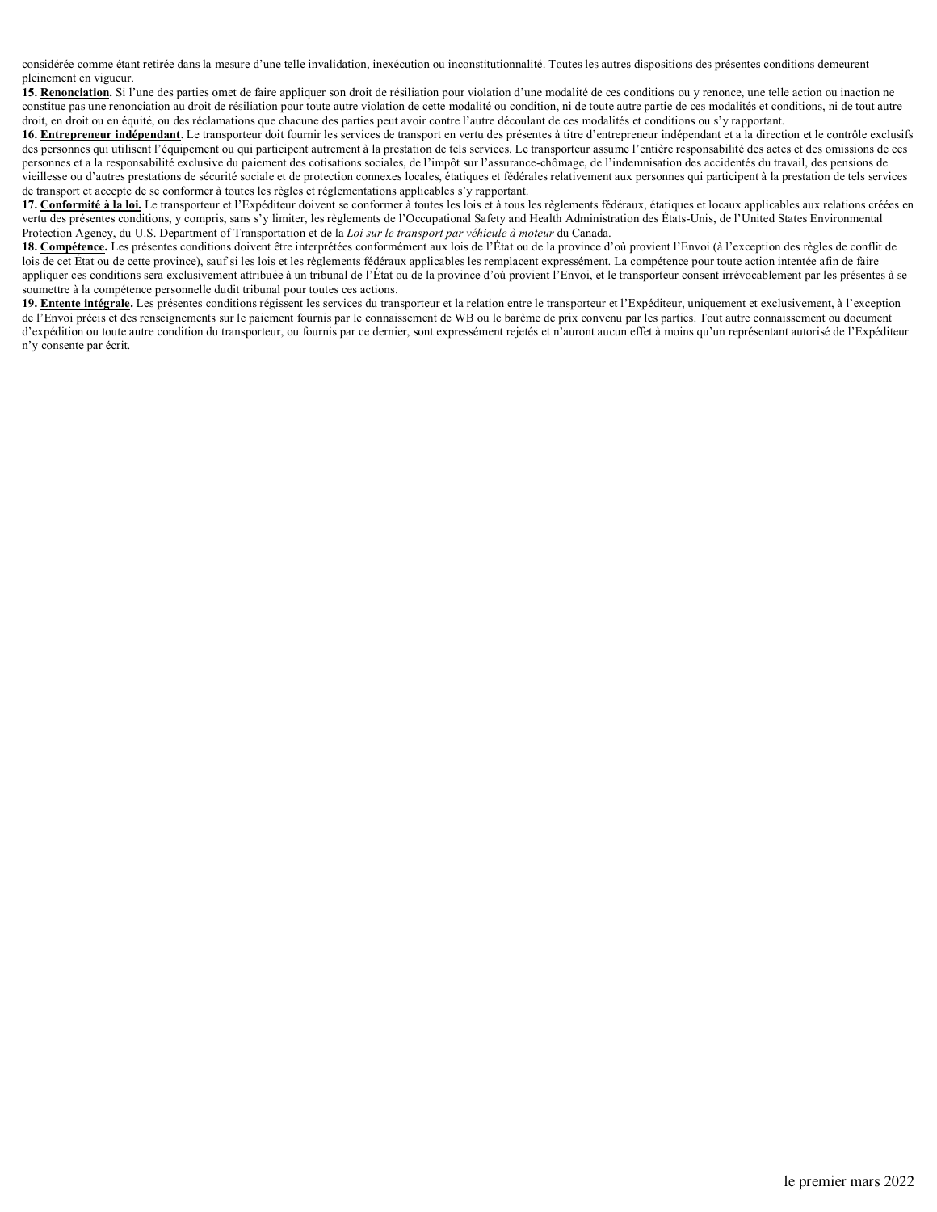considérée comme étant retirée dans la mesure d'une telle invalidation, inexécution ou inconstitutionnalité. Toutes les autres dispositions des présentes conditions demeurent pleinement en vigueur.

**15. Renonciation.** Si l'une des parties omet de faire appliquer son droit de résiliation pour violation d'une modalité de ces conditions ou y renonce, une telle action ou inaction ne constitue pas une renonciation au droit de résiliation pour toute autre violation de cette modalité ou condition, ni de toute autre partie de ces modalités et conditions, ni de tout autre droit, en droit ou en équité, ou des réclamations que chacune des parties peut avoir contre l'autre découlant de ces modalités et conditions ou s'y rapportant.

**16. Entrepreneur indépendant**. Le transporteur doit fournir les services de transport en vertu des présentes à titre d'entrepreneur indépendant et a la direction et le contrôle exclusifs des personnes qui utilisent l'équipement ou qui participent autrement à la prestation de tels services. Le transporteur assume l'entière responsabilité des actes et des omissions de ces personnes et a la responsabilité exclusive du paiement des cotisations sociales, de l'impôt sur l'assurance-chômage, de l'indemnisation des accidentés du travail, des pensions de vieillesse ou d'autres prestations de sécurité sociale et de protection connexes locales, étatiques et fédérales relativement aux personnes qui participent à la prestation de tels services de transport et accepte de se conformer à toutes les règles et réglementations applicables s'y rapportant.

**17. Conformité à la loi.** Le transporteur et l'Expéditeur doivent se conformer à toutes les lois et à tous les règlements fédéraux, étatiques et locaux applicables aux relations créées en vertu des présentes conditions, y compris, sans s'y limiter, les règlements de l'Occupational Safety and Health Administration des États-Unis, de l'United States Environmental Protection Agency, du U.S. Department of Transportation et de la *Loi sur le transport par véhicule à moteur* du Canada.

**18. Compétence.** Les présentes conditions doivent être interprétées conformément aux lois de l'État ou de la province d'où provient l'Envoi (à l'exception des règles de conflit de lois de cet État ou de cette province), sauf si les lois et les règlements fédéraux applicables les remplacent expressément. La compétence pour toute action intentée afin de faire appliquer ces conditions sera exclusivement attribuée à un tribunal de l'État ou de la province d'où provient l'Envoi, et le transporteur consent irrévocablement par les présentes à se soumettre à la compétence personnelle dudit tribunal pour toutes ces actions.

**19. Entente intégrale.** Les présentes conditions régissent les services du transporteur et la relation entre le transporteur et l'Expéditeur, uniquement et exclusivement, à l'exception de l'Envoi précis et des renseignements sur le paiement fournis par le connaissement de WB ou le barème de prix convenu par les parties. Tout autre connaissement ou document d'expédition ou toute autre condition du transporteur, ou fournis par ce dernier, sont expressément rejetés et n'auront aucun effet à moins qu'un représentant autorisé de l'Expéditeur n'y consente par écrit.

le premier mars 2022